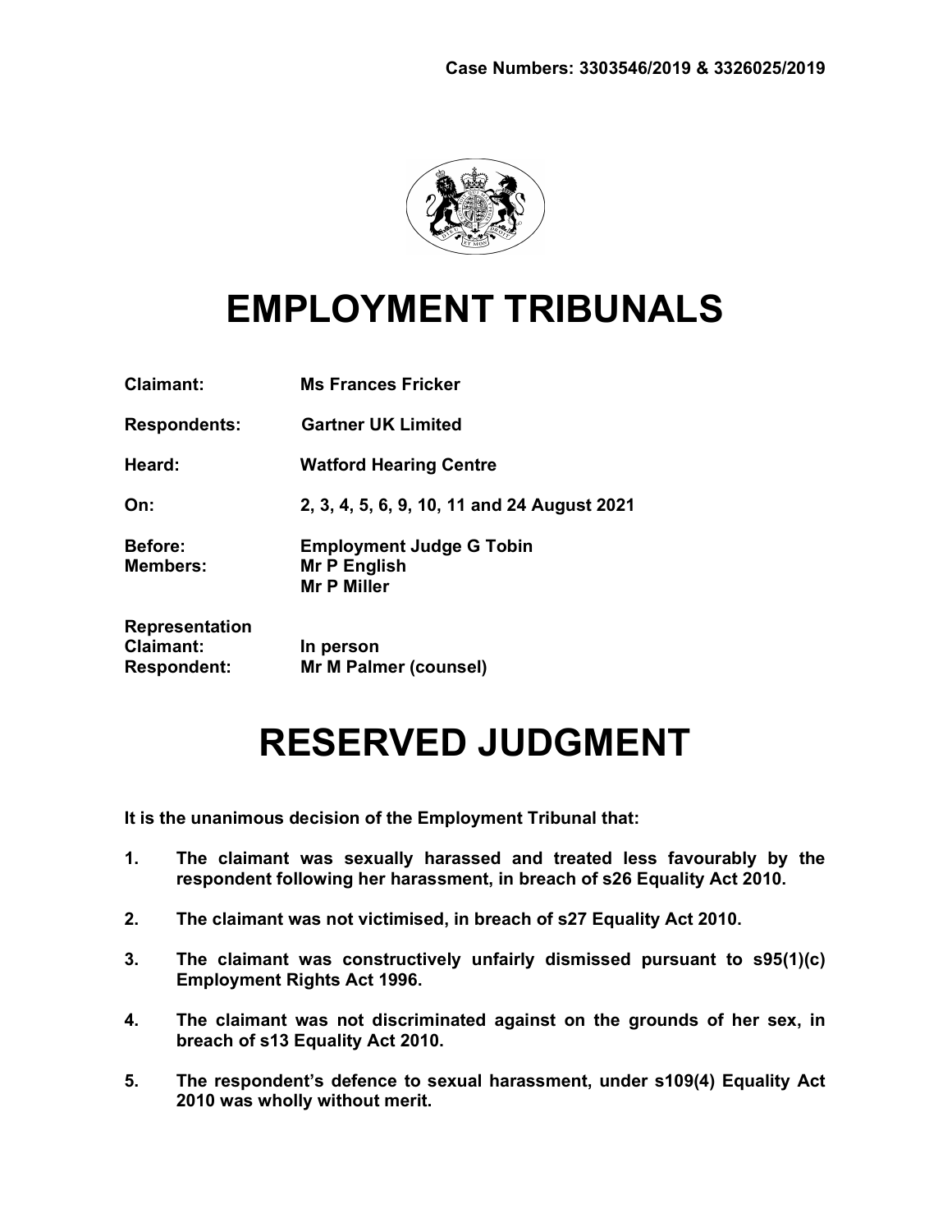**Case Numbers: 3303546/2019 & 3326025/2019**

# EMPLOYMENT TRIBUNALS

**Claimant:** Ms Frances Fricker

**Respondents:** Gartner UK Limited

**Heard:** Watford Hearing Centre

**On:** 2, 3, 4, 5, 6, 9, 10, 11 and 24 August 2021

**Before:** Employment Judge G Tobin
**Members:** Mr P English
Mr P Miller

**Representation**
**Claimant:** In person
**Respondent:** Mr M Palmer (counsel)

# RESERVED JUDGMENT

**It is the unanimous decision of the Employment Tribunal that:**

1. **The claimant was sexually harassed and treated less favourably by the respondent following her harassment, in breach of s26 Equality Act 2010.**
2. **The claimant was not victimised, in breach of s27 Equality Act 2010.**
3. **The claimant was constructively unfairly dismissed pursuant to s95(1)(c) Employment Rights Act 1996.**
4. **The claimant was not discriminated against on the grounds of her sex, in breach of s13 Equality Act 2010.**
5. **The respondent's defence to sexual harassment, under s109(4) Equality Act 2010 was wholly without merit.**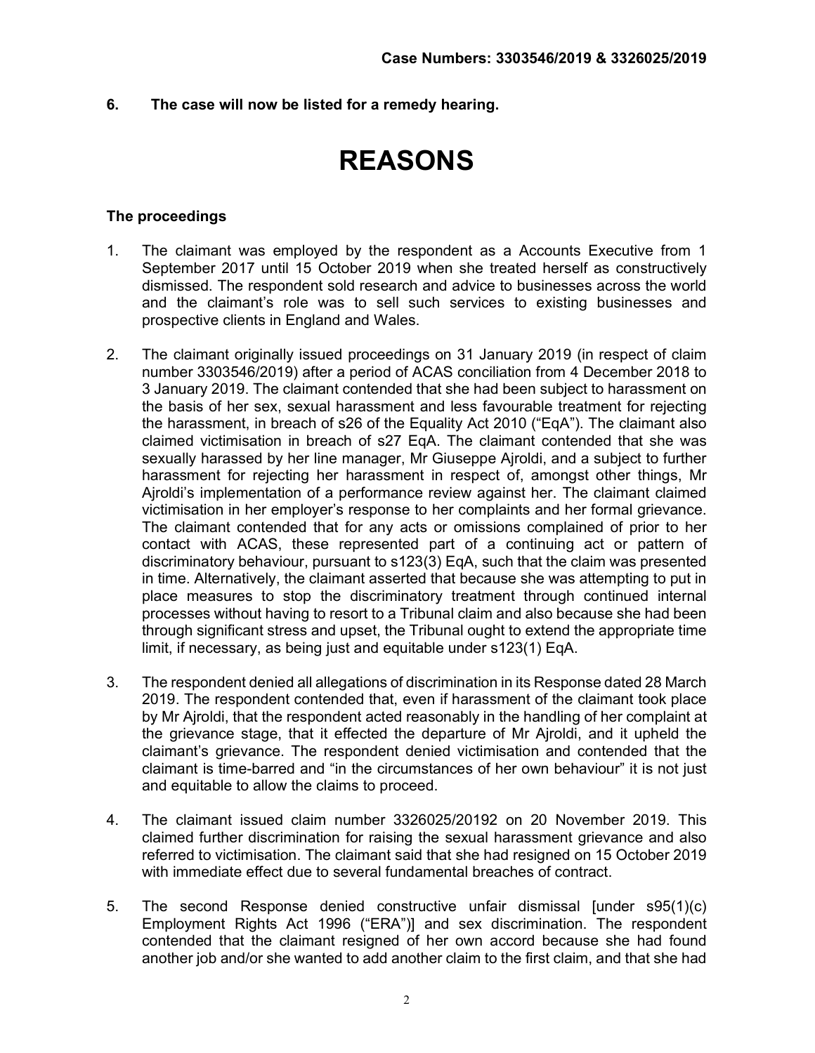**6. The case will now be listed for a remedy hearing.**

# REASONS

### The proceedings

1. The claimant was employed by the respondent as a Accounts Executive from 1 September 2017 until 15 October 2019 when she treated herself as constructively dismissed. The respondent sold research and advice to businesses across the world and the claimant's role was to sell such services to existing businesses and prospective clients in England and Wales.

2. The claimant originally issued proceedings on 31 January 2019 (in respect of claim number 3303546/2019) after a period of ACAS conciliation from 4 December 2018 to 3 January 2019. The claimant contended that she had been subject to harassment on the basis of her sex, sexual harassment and less favourable treatment for rejecting the harassment, in breach of s26 of the Equality Act 2010 ("EqA"). The claimant also claimed victimisation in breach of s27 EqA. The claimant contended that she was sexually harassed by her line manager, Mr Giuseppe Ajroldi, and a subject to further harassment for rejecting her harassment in respect of, amongst other things, Mr Ajroldi's implementation of a performance review against her. The claimant claimed victimisation in her employer's response to her complaints and her formal grievance. The claimant contended that for any acts or omissions complained of prior to her contact with ACAS, these represented part of a continuing act or pattern of discriminatory behaviour, pursuant to s123(3) EqA, such that the claim was presented in time. Alternatively, the claimant asserted that because she was attempting to put in place measures to stop the discriminatory treatment through continued internal processes without having to resort to a Tribunal claim and also because she had been through significant stress and upset, the Tribunal ought to extend the appropriate time limit, if necessary, as being just and equitable under s123(1) EqA.

3. The respondent denied all allegations of discrimination in its Response dated 28 March 2019. The respondent contended that, even if harassment of the claimant took place by Mr Ajroldi, that the respondent acted reasonably in the handling of her complaint at the grievance stage, that it effected the departure of Mr Ajroldi, and it upheld the claimant's grievance. The respondent denied victimisation and contended that the claimant is time-barred and "in the circumstances of her own behaviour" it is not just and equitable to allow the claims to proceed.

4. The claimant issued claim number 3326025/20192 on 20 November 2019. This claimed further discrimination for raising the sexual harassment grievance and also referred to victimisation. The claimant said that she had resigned on 15 October 2019 with immediate effect due to several fundamental breaches of contract.

5. The second Response denied constructive unfair dismissal [under s95(1)(c) Employment Rights Act 1996 ("ERA")] and sex discrimination. The respondent contended that the claimant resigned of her own accord because she had found another job and/or she wanted to add another claim to the first claim, and that she had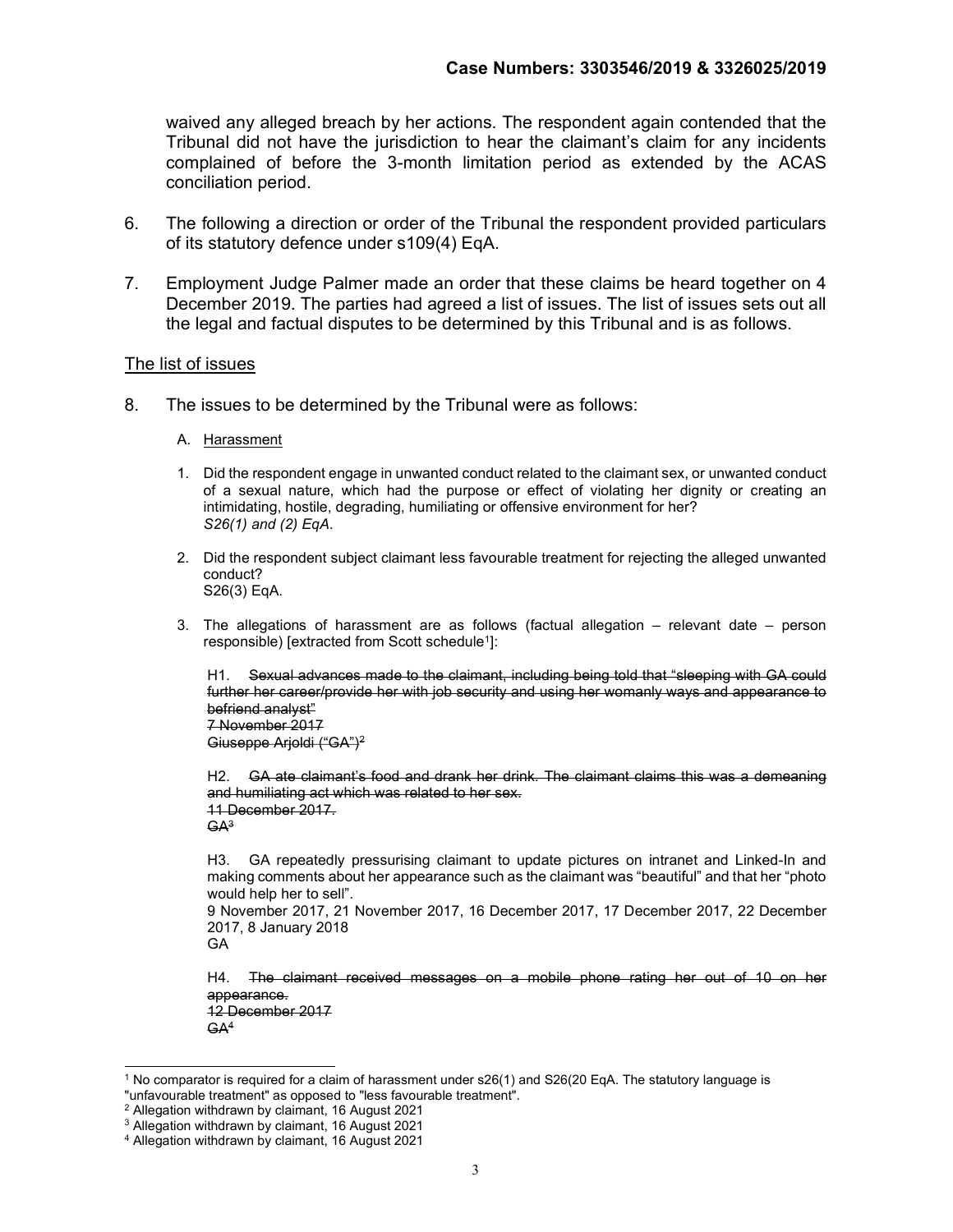waived any alleged breach by her actions. The respondent again contended that the Tribunal did not have the jurisdiction to hear the claimant's claim for any incidents complained of before the 3-month limitation period as extended by the ACAS conciliation period.

6. The following a direction or order of the Tribunal the respondent provided particulars of its statutory defence under s109(4) EqA.

7. Employment Judge Palmer made an order that these claims be heard together on 4 December 2019. The parties had agreed a list of issues. The list of issues sets out all the legal and factual disputes to be determined by this Tribunal and is as follows.

<u>The list of issues</u>

8. The issues to be determined by the Tribunal were as follows:

   A. <u>Harassment</u>

   1. Did the respondent engage in unwanted conduct related to the claimant sex, or unwanted conduct of a sexual nature, which had the purpose or effect of violating her dignity or creating an intimidating, hostile, degrading, humiliating or offensive environment for her?
      *S26(1) and (2) EqA.*

   2. Did the respondent subject claimant less favourable treatment for rejecting the alleged unwanted conduct?
      S26(3) EqA.

   3. The allegations of harassment are as follows (factual allegation – relevant date – person responsible) [extracted from Scott schedule[1]]:

      H1. ~~Sexual advances made to the claimant, including being told that "sleeping with GA could further her career/provide her with job security and using her womanly ways and appearance to befriend analyst"~~
      ~~7 November 2017~~
      ~~Giuseppe Arjoldi ("GA")~~[2]

      H2. ~~GA ate claimant's food and drank her drink. The claimant claims this was a demeaning and humiliating act which was related to her sex.~~
      ~~11 December 2017.~~
      ~~GA~~[3]

      H3. GA repeatedly pressurising claimant to update pictures on intranet and Linked-In and making comments about her appearance such as the claimant was "beautiful" and that her "photo would help her to sell".
      9 November 2017, 21 November 2017, 16 December 2017, 17 December 2017, 22 December 2017, 8 January 2018
      GA

      H4. ~~The claimant received messages on a mobile phone rating her out of 10 on her appearance.~~
      ~~12 December 2017~~
      ~~GA~~[4]

---

[1] No comparator is required for a claim of harassment under s26(1) and S26(20 EqA. The statutory language is "unfavourable treatment" as opposed to "less favourable treatment".

[2] Allegation withdrawn by claimant, 16 August 2021

[3] Allegation withdrawn by claimant, 16 August 2021

[4] Allegation withdrawn by claimant, 16 August 2021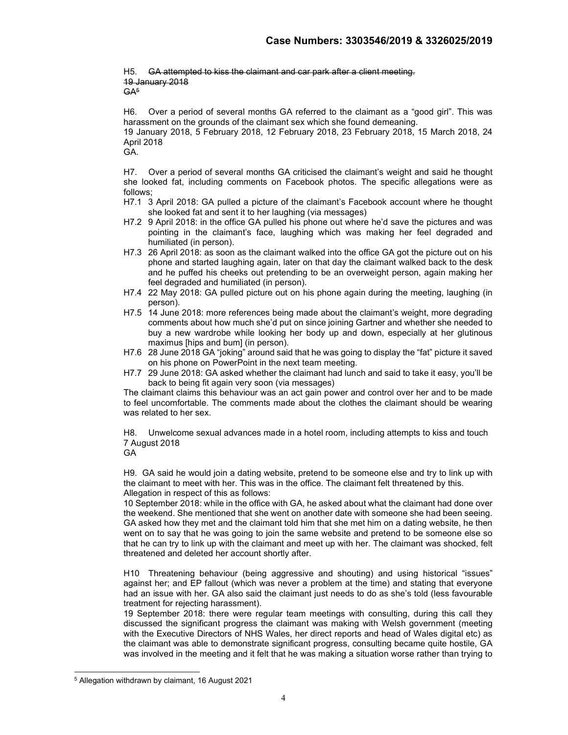H5. ~~GA attempted to kiss the claimant and car park after a client meeting.~~
~~19 January 2018~~
~~GA~~[5]

H6. Over a period of several months GA referred to the claimant as a "good girl". This was harassment on the grounds of the claimant sex which she found demeaning.
19 January 2018, 5 February 2018, 12 February 2018, 23 February 2018, 15 March 2018, 24 April 2018
GA.

H7. Over a period of several months GA criticised the claimant's weight and said he thought she looked fat, including comments on Facebook photos. The specific allegations were as follows;

- H7.1 3 April 2018: GA pulled a picture of the claimant's Facebook account where he thought she looked fat and sent it to her laughing (via messages)
- H7.2 9 April 2018: in the office GA pulled his phone out where he'd save the pictures and was pointing in the claimant's face, laughing which was making her feel degraded and humiliated (in person).
- H7.3 26 April 2018: as soon as the claimant walked into the office GA got the picture out on his phone and started laughing again, later on that day the claimant walked back to the desk and he puffed his cheeks out pretending to be an overweight person, again making her feel degraded and humiliated (in person).
- H7.4 22 May 2018: GA pulled picture out on his phone again during the meeting, laughing (in person).
- H7.5 14 June 2018: more references being made about the claimant's weight, more degrading comments about how much she'd put on since joining Gartner and whether she needed to buy a new wardrobe while looking her body up and down, especially at her glutinous maximus [hips and bum] (in person).
- H7.6 28 June 2018 GA "joking" around said that he was going to display the "fat" picture it saved on his phone on PowerPoint in the next team meeting.
- H7.7 29 June 2018: GA asked whether the claimant had lunch and said to take it easy, you'll be back to being fit again very soon (via messages)

The claimant claims this behaviour was an act gain power and control over her and to be made to feel uncomfortable. The comments made about the clothes the claimant should be wearing was related to her sex.

H8. Unwelcome sexual advances made in a hotel room, including attempts to kiss and touch
7 August 2018
GA

H9. GA said he would join a dating website, pretend to be someone else and try to link up with the claimant to meet with her. This was in the office. The claimant felt threatened by this.
Allegation in respect of this as follows:
10 September 2018: while in the office with GA, he asked about what the claimant had done over the weekend. She mentioned that she went on another date with someone she had been seeing. GA asked how they met and the claimant told him that she met him on a dating website, he then went on to say that he was going to join the same website and pretend to be someone else so that he can try to link up with the claimant and meet up with her. The claimant was shocked, felt threatened and deleted her account shortly after.

H10 Threatening behaviour (being aggressive and shouting) and using historical "issues" against her; and EP fallout (which was never a problem at the time) and stating that everyone had an issue with her. GA also said the claimant just needs to do as she's told (less favourable treatment for rejecting harassment).
19 September 2018: there were regular team meetings with consulting, during this call they discussed the significant progress the claimant was making with Welsh government (meeting with the Executive Directors of NHS Wales, her direct reports and head of Wales digital etc) as the claimant was able to demonstrate significant progress, consulting became quite hostile, GA was involved in the meeting and it felt that he was making a situation worse rather than trying to

[5] Allegation withdrawn by claimant, 16 August 2021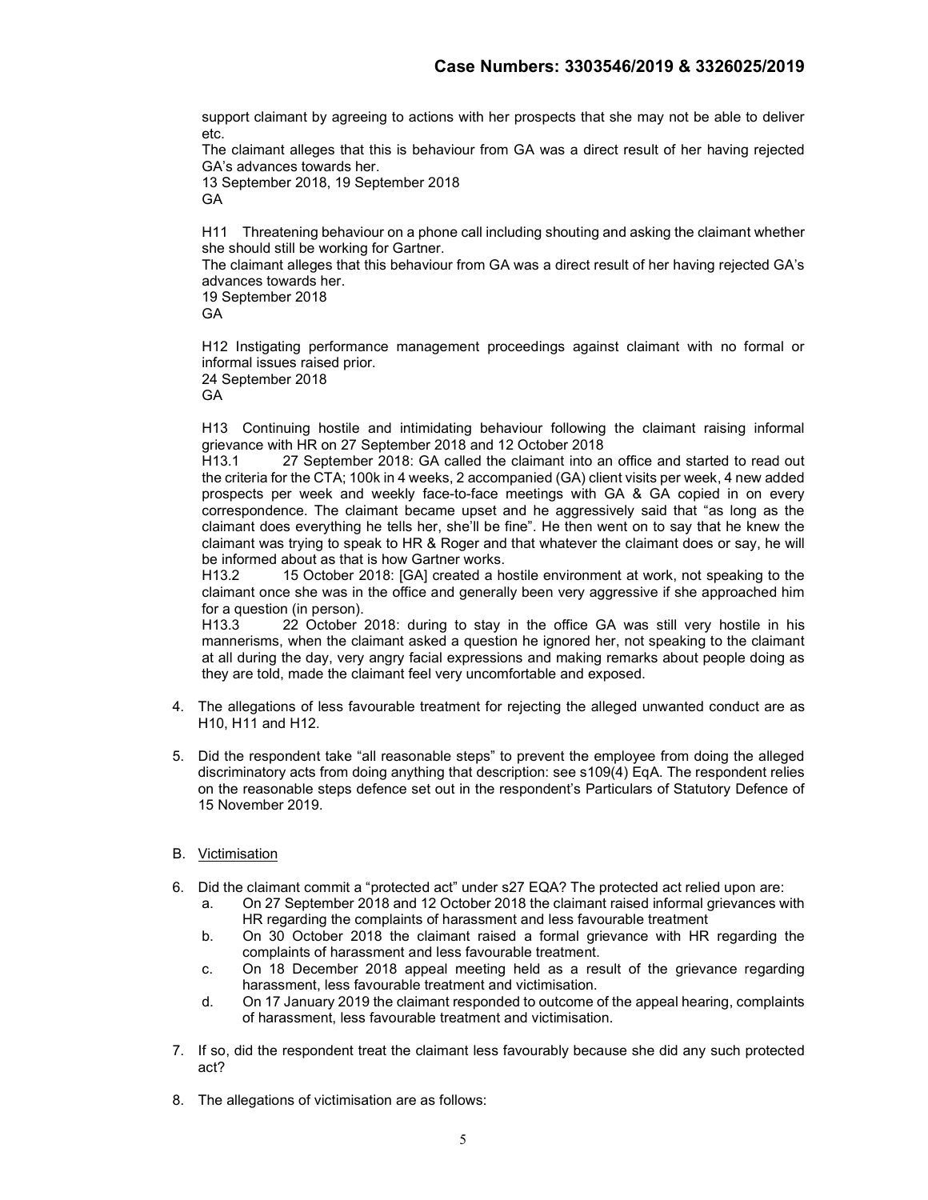support claimant by agreeing to actions with her prospects that she may not be able to deliver etc.
The claimant alleges that this is behaviour from GA was a direct result of her having rejected GA's advances towards her.
13 September 2018, 19 September 2018
GA

H11 Threatening behaviour on a phone call including shouting and asking the claimant whether she should still be working for Gartner.
The claimant alleges that this behaviour from GA was a direct result of her having rejected GA's advances towards her.
19 September 2018
GA

H12 Instigating performance management proceedings against claimant with no formal or informal issues raised prior.
24 September 2018
GA

H13 Continuing hostile and intimidating behaviour following the claimant raising informal grievance with HR on 27 September 2018 and 12 October 2018
H13.1 27 September 2018: GA called the claimant into an office and started to read out the criteria for the CTA; 100k in 4 weeks, 2 accompanied (GA) client visits per week, 4 new added prospects per week and weekly face-to-face meetings with GA & GA copied in on every correspondence. The claimant became upset and he aggressively said that "as long as the claimant does everything he tells her, she'll be fine". He then went on to say that he knew the claimant was trying to speak to HR & Roger and that whatever the claimant does or say, he will be informed about as that is how Gartner works.
H13.2 15 October 2018: [GA] created a hostile environment at work, not speaking to the claimant once she was in the office and generally been very aggressive if she approached him for a question (in person).
H13.3 22 October 2018: during to stay in the office GA was still very hostile in his mannerisms, when the claimant asked a question he ignored her, not speaking to the claimant at all during the day, very angry facial expressions and making remarks about people doing as they are told, made the claimant feel very uncomfortable and exposed.

4. The allegations of less favourable treatment for rejecting the alleged unwanted conduct are as H10, H11 and H12.

5. Did the respondent take "all reasonable steps" to prevent the employee from doing the alleged discriminatory acts from doing anything that description: see s109(4) EqA. The respondent relies on the reasonable steps defence set out in the respondent's Particulars of Statutory Defence of 15 November 2019.

B. Victimisation

6. Did the claimant commit a "protected act" under s27 EQA? The protected act relied upon are:
   a. On 27 September 2018 and 12 October 2018 the claimant raised informal grievances with HR regarding the complaints of harassment and less favourable treatment
   b. On 30 October 2018 the claimant raised a formal grievance with HR regarding the complaints of harassment and less favourable treatment.
   c. On 18 December 2018 appeal meeting held as a result of the grievance regarding harassment, less favourable treatment and victimisation.
   d. On 17 January 2019 the claimant responded to outcome of the appeal hearing, complaints of harassment, less favourable treatment and victimisation.

7. If so, did the respondent treat the claimant less favourably because she did any such protected act?

8. The allegations of victimisation are as follows: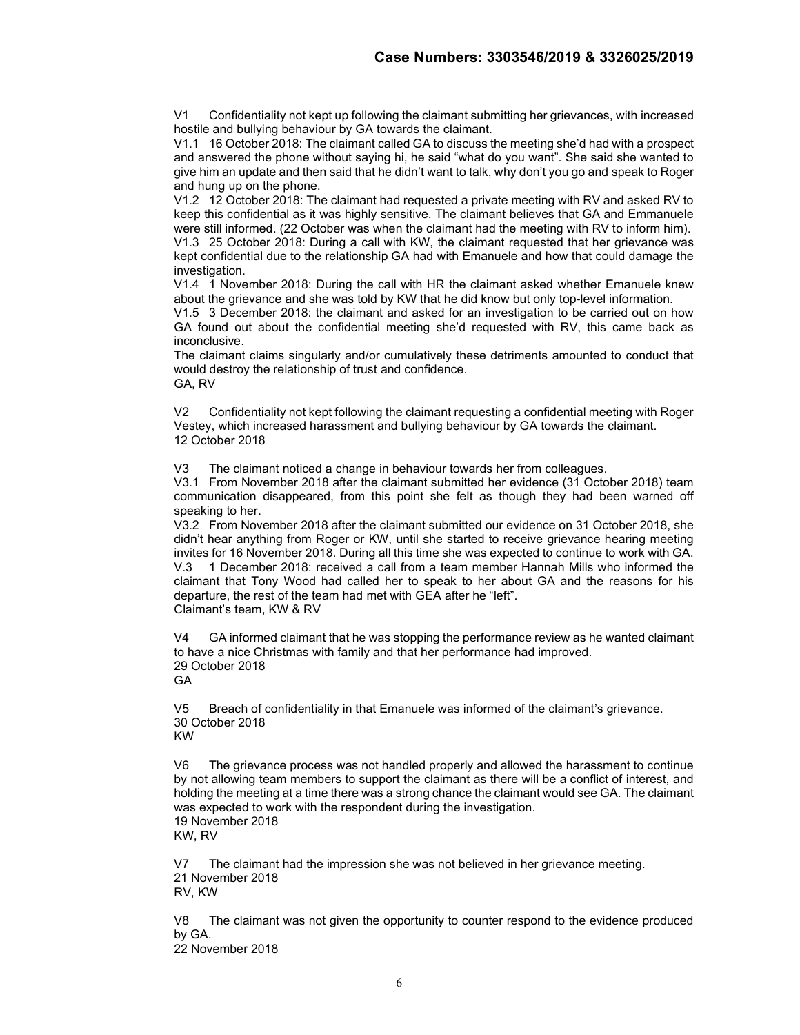V1 Confidentiality not kept up following the claimant submitting her grievances, with increased hostile and bullying behaviour by GA towards the claimant.

V1.1 16 October 2018: The claimant called GA to discuss the meeting she'd had with a prospect and answered the phone without saying hi, he said "what do you want". She said she wanted to give him an update and then said that he didn't want to talk, why don't you go and speak to Roger and hung up on the phone.

V1.2 12 October 2018: The claimant had requested a private meeting with RV and asked RV to keep this confidential as it was highly sensitive. The claimant believes that GA and Emmanuele were still informed. (22 October was when the claimant had the meeting with RV to inform him).

V1.3 25 October 2018: During a call with KW, the claimant requested that her grievance was kept confidential due to the relationship GA had with Emanuele and how that could damage the investigation.

V1.4 1 November 2018: During the call with HR the claimant asked whether Emanuele knew about the grievance and she was told by KW that he did know but only top-level information.

V1.5 3 December 2018: the claimant and asked for an investigation to be carried out on how GA found out about the confidential meeting she'd requested with RV, this came back as inconclusive.

The claimant claims singularly and/or cumulatively these detriments amounted to conduct that would destroy the relationship of trust and confidence.

GA, RV

V2 Confidentiality not kept following the claimant requesting a confidential meeting with Roger Vestey, which increased harassment and bullying behaviour by GA towards the claimant.

12 October 2018

V3 The claimant noticed a change in behaviour towards her from colleagues.

V3.1 From November 2018 after the claimant submitted her evidence (31 October 2018) team communication disappeared, from this point she felt as though they had been warned off speaking to her.

V3.2 From November 2018 after the claimant submitted our evidence on 31 October 2018, she didn't hear anything from Roger or KW, until she started to receive grievance hearing meeting invites for 16 November 2018. During all this time she was expected to continue to work with GA.

V.3 1 December 2018: received a call from a team member Hannah Mills who informed the claimant that Tony Wood had called her to speak to her about GA and the reasons for his departure, the rest of the team had met with GEA after he "left".

Claimant's team, KW & RV

V4 GA informed claimant that he was stopping the performance review as he wanted claimant to have a nice Christmas with family and that her performance had improved.

29 October 2018

GA

V5 Breach of confidentiality in that Emanuele was informed of the claimant's grievance.

30 October 2018

KW

V6 The grievance process was not handled properly and allowed the harassment to continue by not allowing team members to support the claimant as there will be a conflict of interest, and holding the meeting at a time there was a strong chance the claimant would see GA. The claimant was expected to work with the respondent during the investigation.

19 November 2018

KW, RV

V7 The claimant had the impression she was not believed in her grievance meeting.

21 November 2018

RV, KW

V8 The claimant was not given the opportunity to counter respond to the evidence produced by GA.

22 November 2018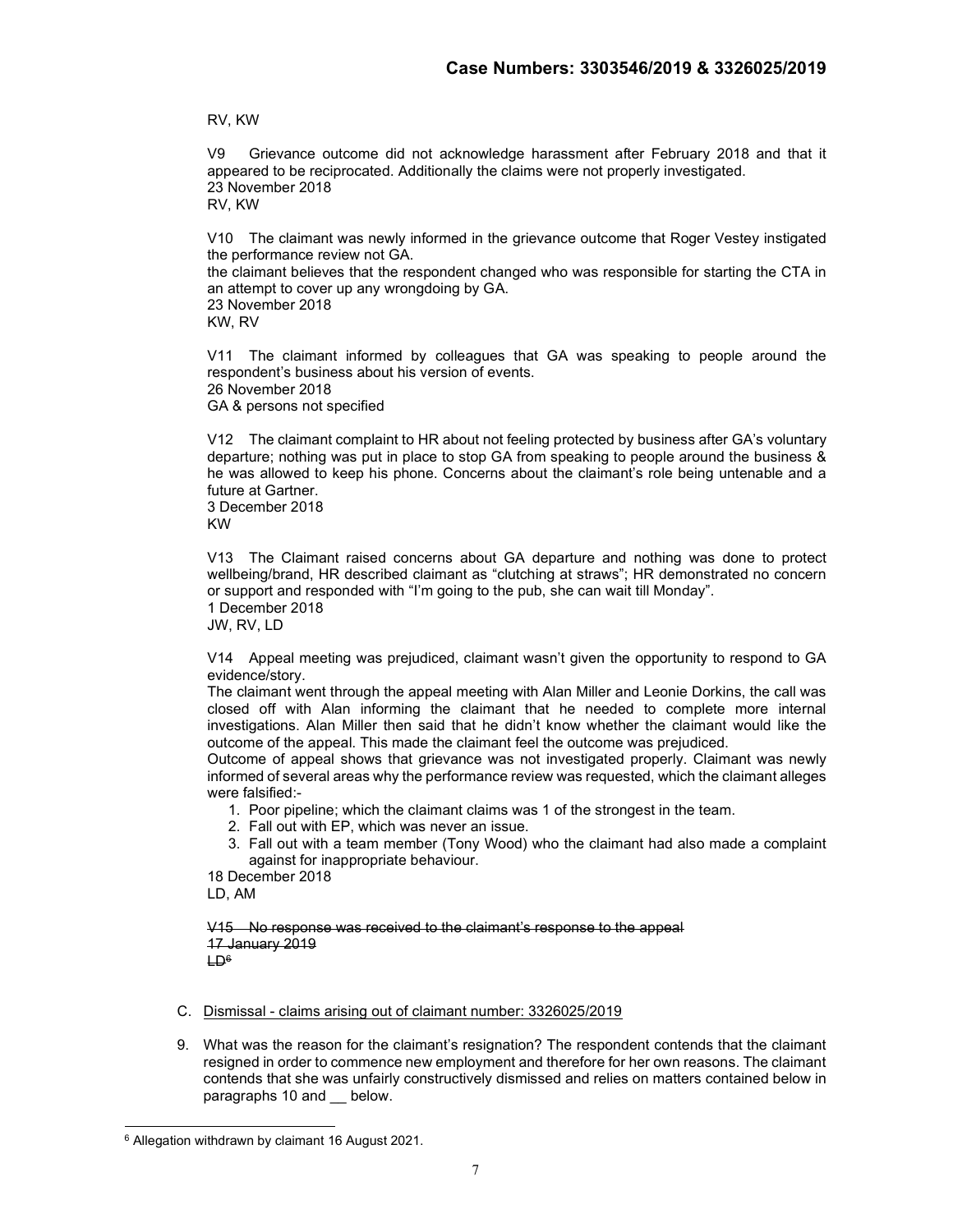RV, KW

V9 Grievance outcome did not acknowledge harassment after February 2018 and that it appeared to be reciprocated. Additionally the claims were not properly investigated.
23 November 2018
RV, KW

V10 The claimant was newly informed in the grievance outcome that Roger Vestey instigated the performance review not GA.
the claimant believes that the respondent changed who was responsible for starting the CTA in an attempt to cover up any wrongdoing by GA.
23 November 2018
KW, RV

V11 The claimant informed by colleagues that GA was speaking to people around the respondent's business about his version of events.
26 November 2018
GA & persons not specified

V12 The claimant complaint to HR about not feeling protected by business after GA's voluntary departure; nothing was put in place to stop GA from speaking to people around the business & he was allowed to keep his phone. Concerns about the claimant's role being untenable and a future at Gartner.
3 December 2018
KW

V13 The Claimant raised concerns about GA departure and nothing was done to protect wellbeing/brand, HR described claimant as "clutching at straws"; HR demonstrated no concern or support and responded with "I'm going to the pub, she can wait till Monday".
1 December 2018
JW, RV, LD

V14 Appeal meeting was prejudiced, claimant wasn't given the opportunity to respond to GA evidence/story.
The claimant went through the appeal meeting with Alan Miller and Leonie Dorkins, the call was closed off with Alan informing the claimant that he needed to complete more internal investigations. Alan Miller then said that he didn't know whether the claimant would like the outcome of the appeal. This made the claimant feel the outcome was prejudiced.
Outcome of appeal shows that grievance was not investigated properly. Claimant was newly informed of several areas why the performance review was requested, which the claimant alleges were falsified:-

1. Poor pipeline; which the claimant claims was 1 of the strongest in the team.
2. Fall out with EP, which was never an issue.
3. Fall out with a team member (Tony Wood) who the claimant had also made a complaint against for inappropriate behaviour.

18 December 2018
LD, AM

~~V15 No response was received to the claimant's response to the appeal~~
~~17 January 2019~~
~~LD~~[6]

C. <u>Dismissal - claims arising out of claimant number: 3326025/2019</u>

9. What was the reason for the claimant's resignation? The respondent contends that the claimant resigned in order to commence new employment and therefore for her own reasons. The claimant contends that she was unfairly constructively dismissed and relies on matters contained below in paragraphs 10 and __ below.

---

[6] Allegation withdrawn by claimant 16 August 2021.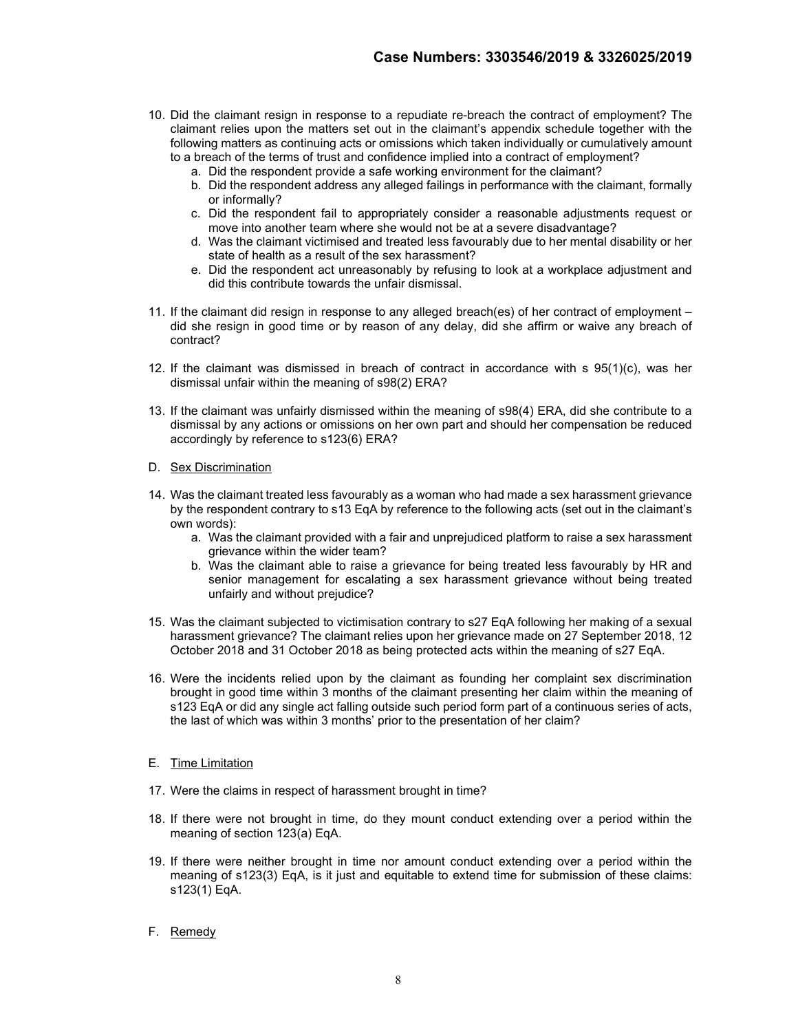10. Did the claimant resign in response to a repudiate re-breach the contract of employment? The claimant relies upon the matters set out in the claimant's appendix schedule together with the following matters as continuing acts or omissions which taken individually or cumulatively amount to a breach of the terms of trust and confidence implied into a contract of employment?
    a. Did the respondent provide a safe working environment for the claimant?
    b. Did the respondent address any alleged failings in performance with the claimant, formally or informally?
    c. Did the respondent fail to appropriately consider a reasonable adjustments request or move into another team where she would not be at a severe disadvantage?
    d. Was the claimant victimised and treated less favourably due to her mental disability or her state of health as a result of the sex harassment?
    e. Did the respondent act unreasonably by refusing to look at a workplace adjustment and did this contribute towards the unfair dismissal.

11. If the claimant did resign in response to any alleged breach(es) of her contract of employment – did she resign in good time or by reason of any delay, did she affirm or waive any breach of contract?

12. If the claimant was dismissed in breach of contract in accordance with s 95(1)(c), was her dismissal unfair within the meaning of s98(2) ERA?

13. If the claimant was unfairly dismissed within the meaning of s98(4) ERA, did she contribute to a dismissal by any actions or omissions on her own part and should her compensation be reduced accordingly by reference to s123(6) ERA?

D. Sex Discrimination

14. Was the claimant treated less favourably as a woman who had made a sex harassment grievance by the respondent contrary to s13 EqA by reference to the following acts (set out in the claimant's own words):
    a. Was the claimant provided with a fair and unprejudiced platform to raise a sex harassment grievance within the wider team?
    b. Was the claimant able to raise a grievance for being treated less favourably by HR and senior management for escalating a sex harassment grievance without being treated unfairly and without prejudice?

15. Was the claimant subjected to victimisation contrary to s27 EqA following her making of a sexual harassment grievance? The claimant relies upon her grievance made on 27 September 2018, 12 October 2018 and 31 October 2018 as being protected acts within the meaning of s27 EqA.

16. Were the incidents relied upon by the claimant as founding her complaint sex discrimination brought in good time within 3 months of the claimant presenting her claim within the meaning of s123 EqA or did any single act falling outside such period form part of a continuous series of acts, the last of which was within 3 months' prior to the presentation of her claim?

E. Time Limitation

17. Were the claims in respect of harassment brought in time?

18. If there were not brought in time, do they mount conduct extending over a period within the meaning of section 123(a) EqA.

19. If there were neither brought in time nor amount conduct extending over a period within the meaning of s123(3) EqA, is it just and equitable to extend time for submission of these claims: s123(1) EqA.

F. Remedy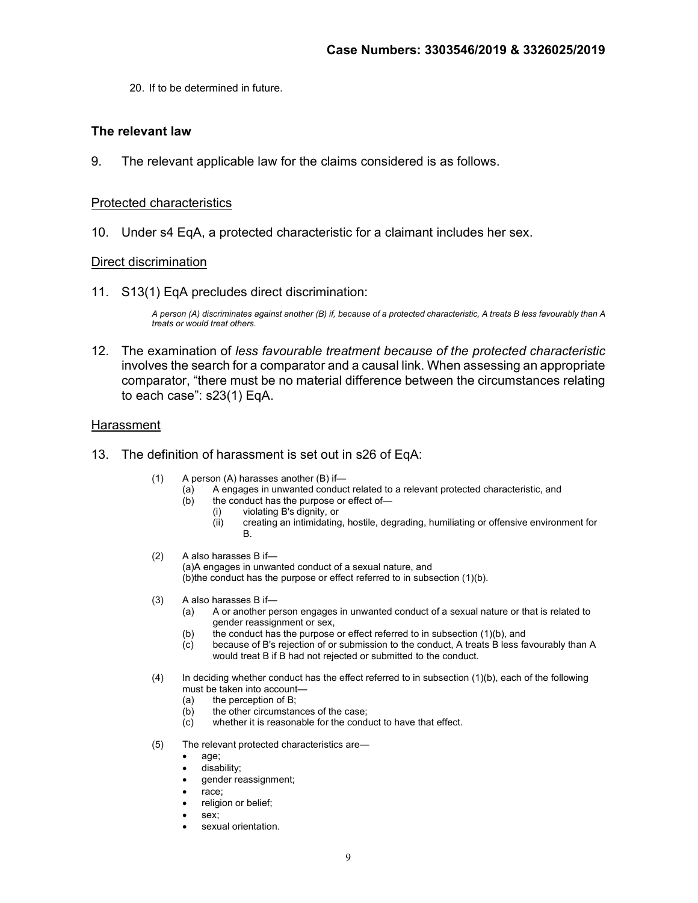20. If to be determined in future.

## The relevant law

9. The relevant applicable law for the claims considered is as follows.

Protected characteristics

10. Under s4 EqA, a protected characteristic for a claimant includes her sex.

Direct discrimination

11. S13(1) EqA precludes direct discrimination:

> *A person (A) discriminates against another (B) if, because of a protected characteristic, A treats B less favourably than A treats or would treat others.*

12. The examination of *less favourable treatment because of the protected characteristic* involves the search for a comparator and a causal link. When assessing an appropriate comparator, "there must be no material difference between the circumstances relating to each case": s23(1) EqA.

Harassment

13. The definition of harassment is set out in s26 of EqA:

> (1) A person (A) harasses another (B) if—
> (a) A engages in unwanted conduct related to a relevant protected characteristic, and
> (b) the conduct has the purpose or effect of—
> (i) violating B's dignity, or
> (ii) creating an intimidating, hostile, degrading, humiliating or offensive environment for B.
>
> (2) A also harasses B if—
> (a)A engages in unwanted conduct of a sexual nature, and
> (b)the conduct has the purpose or effect referred to in subsection (1)(b).
>
> (3) A also harasses B if—
> (a) A or another person engages in unwanted conduct of a sexual nature or that is related to gender reassignment or sex,
> (b) the conduct has the purpose or effect referred to in subsection (1)(b), and
> (c) because of B's rejection of or submission to the conduct, A treats B less favourably than A would treat B if B had not rejected or submitted to the conduct.
>
> (4) In deciding whether conduct has the effect referred to in subsection (1)(b), each of the following must be taken into account—
> (a) the perception of B;
> (b) the other circumstances of the case;
> (c) whether it is reasonable for the conduct to have that effect.
>
> (5) The relevant protected characteristics are—
> - age;
> - disability;
> - gender reassignment;
> - race;
> - religion or belief;
> - sex;
> - sexual orientation.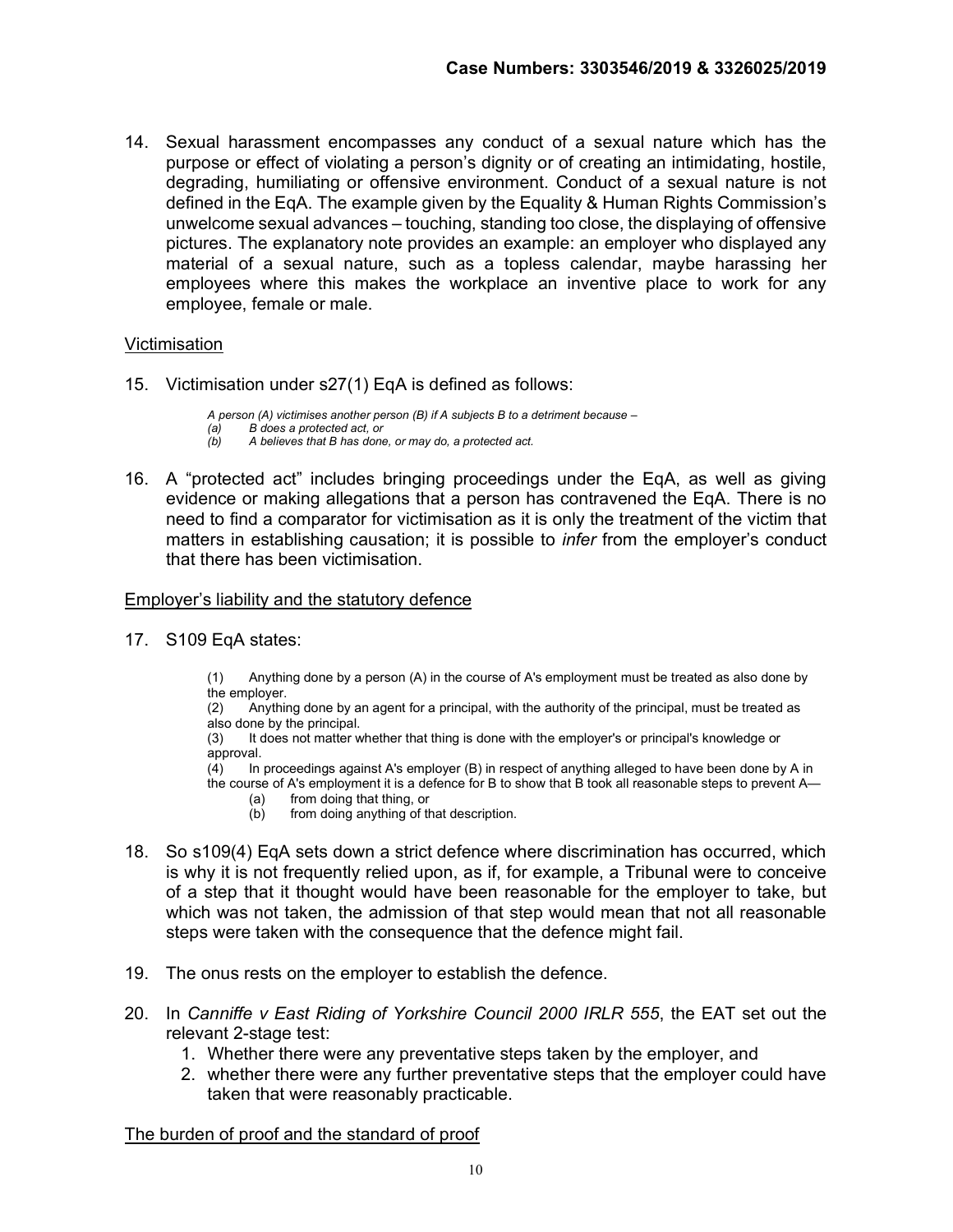14. Sexual harassment encompasses any conduct of a sexual nature which has the purpose or effect of violating a person's dignity or of creating an intimidating, hostile, degrading, humiliating or offensive environment. Conduct of a sexual nature is not defined in the EqA. The example given by the Equality & Human Rights Commission's unwelcome sexual advances – touching, standing too close, the displaying of offensive pictures. The explanatory note provides an example: an employer who displayed any material of a sexual nature, such as a topless calendar, maybe harassing her employees where this makes the workplace an inventive place to work for any employee, female or male.

Victimisation

15. Victimisation under s27(1) EqA is defined as follows:

> *A person (A) victimises another person (B) if A subjects B to a detriment because –*
> *(a) B does a protected act, or*
> *(b) A believes that B has done, or may do, a protected act.*

16. A "protected act" includes bringing proceedings under the EqA, as well as giving evidence or making allegations that a person has contravened the EqA. There is no need to find a comparator for victimisation as it is only the treatment of the victim that matters in establishing causation; it is possible to *infer* from the employer's conduct that there has been victimisation.

Employer's liability and the statutory defence

17. S109 EqA states:

> (1) Anything done by a person (A) in the course of A's employment must be treated as also done by the employer.
> (2) Anything done by an agent for a principal, with the authority of the principal, must be treated as also done by the principal.
> (3) It does not matter whether that thing is done with the employer's or principal's knowledge or approval.
> (4) In proceedings against A's employer (B) in respect of anything alleged to have been done by A in the course of A's employment it is a defence for B to show that B took all reasonable steps to prevent A—
> (a) from doing that thing, or
> (b) from doing anything of that description.

18. So s109(4) EqA sets down a strict defence where discrimination has occurred, which is why it is not frequently relied upon, as if, for example, a Tribunal were to conceive of a step that it thought would have been reasonable for the employer to take, but which was not taken, the admission of that step would mean that not all reasonable steps were taken with the consequence that the defence might fail.

19. The onus rests on the employer to establish the defence.

20. In *Canniffe v East Riding of Yorkshire Council 2000 IRLR 555*, the EAT set out the relevant 2-stage test:
    1. Whether there were any preventative steps taken by the employer, and
    2. whether there were any further preventative steps that the employer could have taken that were reasonably practicable.

The burden of proof and the standard of proof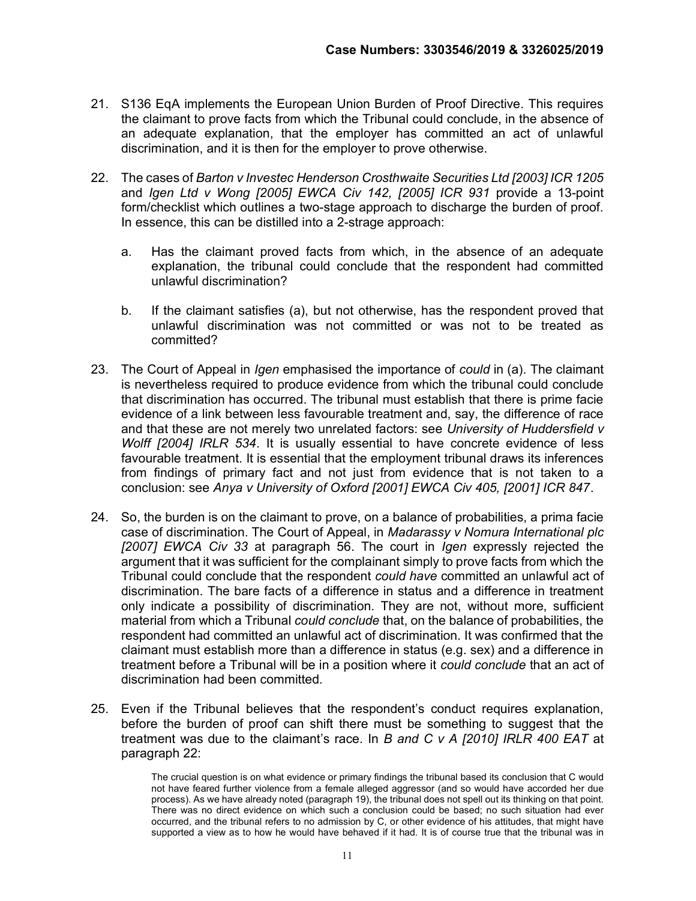21. S136 EqA implements the European Union Burden of Proof Directive. This requires the claimant to prove facts from which the Tribunal could conclude, in the absence of an adequate explanation, that the employer has committed an act of unlawful discrimination, and it is then for the employer to prove otherwise.

22. The cases of *Barton v Investec Henderson Crosthwaite Securities Ltd [2003] ICR 1205* and *Igen Ltd v Wong [2005] EWCA Civ 142, [2005] ICR 931* provide a 13-point form/checklist which outlines a two-stage approach to discharge the burden of proof. In essence, this can be distilled into a 2-strage approach:

    a. Has the claimant proved facts from which, in the absence of an adequate explanation, the tribunal could conclude that the respondent had committed unlawful discrimination?

    b. If the claimant satisfies (a), but not otherwise, has the respondent proved that unlawful discrimination was not committed or was not to be treated as committed?

23. The Court of Appeal in *Igen* emphasised the importance of *could* in (a). The claimant is nevertheless required to produce evidence from which the tribunal could conclude that discrimination has occurred. The tribunal must establish that there is prime facie evidence of a link between less favourable treatment and, say, the difference of race and that these are not merely two unrelated factors: see *University of Huddersfield v Wolff [2004] IRLR 534*. It is usually essential to have concrete evidence of less favourable treatment. It is essential that the employment tribunal draws its inferences from findings of primary fact and not just from evidence that is not taken to a conclusion: see *Anya v University of Oxford [2001] EWCA Civ 405, [2001] ICR 847*.

24. So, the burden is on the claimant to prove, on a balance of probabilities, a prima facie case of discrimination. The Court of Appeal, in *Madarassy v Nomura International plc [2007] EWCA Civ 33* at paragraph 56. The court in *Igen* expressly rejected the argument that it was sufficient for the complainant simply to prove facts from which the Tribunal could conclude that the respondent *could have* committed an unlawful act of discrimination. The bare facts of a difference in status and a difference in treatment only indicate a possibility of discrimination. They are not, without more, sufficient material from which a Tribunal *could conclude* that, on the balance of probabilities, the respondent had committed an unlawful act of discrimination. It was confirmed that the claimant must establish more than a difference in status (e.g. sex) and a difference in treatment before a Tribunal will be in a position where it *could conclude* that an act of discrimination had been committed.

25. Even if the Tribunal believes that the respondent's conduct requires explanation, before the burden of proof can shift there must be something to suggest that the treatment was due to the claimant's race. In *B and C v A [2010] IRLR 400 EAT* at paragraph 22:

    > The crucial question is on what evidence or primary findings the tribunal based its conclusion that C would not have feared further violence from a female alleged aggressor (and so would have accorded her due process). As we have already noted (paragraph 19), the tribunal does not spell out its thinking on that point. There was no direct evidence on which such a conclusion could be based; no such situation had ever occurred, and the tribunal refers to no admission by C, or other evidence of his attitudes, that might have supported a view as to how he would have behaved if it had. It is of course true that the tribunal was in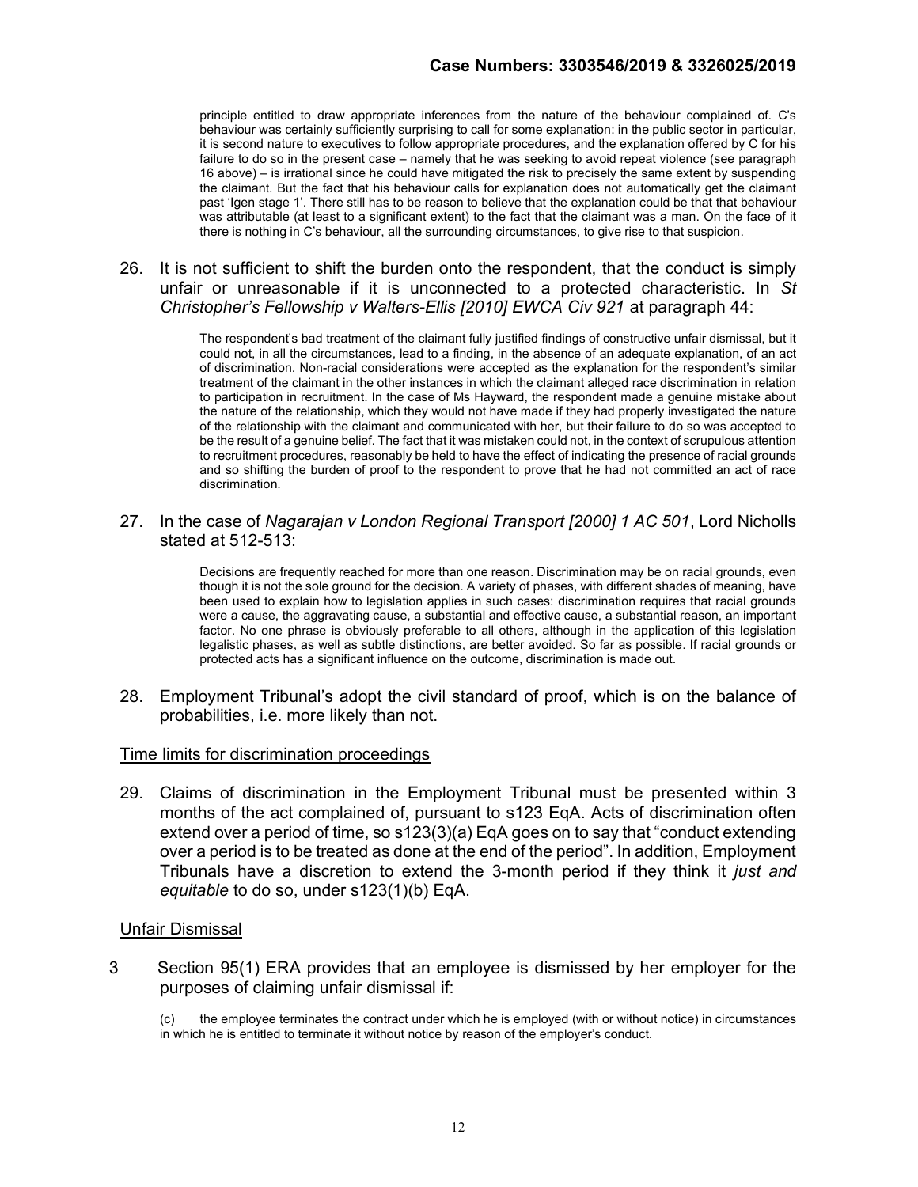> principle entitled to draw appropriate inferences from the nature of the behaviour complained of. C's behaviour was certainly sufficiently surprising to call for some explanation: in the public sector in particular, it is second nature to executives to follow appropriate procedures, and the explanation offered by C for his failure to do so in the present case – namely that he was seeking to avoid repeat violence (see paragraph 16 above) – is irrational since he could have mitigated the risk to precisely the same extent by suspending the claimant. But the fact that his behaviour calls for explanation does not automatically get the claimant past 'Igen stage 1'. There still has to be reason to believe that the explanation could be that that behaviour was attributable (at least to a significant extent) to the fact that the claimant was a man. On the face of it there is nothing in C's behaviour, all the surrounding circumstances, to give rise to that suspicion.

26. It is not sufficient to shift the burden onto the respondent, that the conduct is simply unfair or unreasonable if it is unconnected to a protected characteristic. In *St Christopher's Fellowship v Walters-Ellis [2010] EWCA Civ 921* at paragraph 44:

> The respondent's bad treatment of the claimant fully justified findings of constructive unfair dismissal, but it could not, in all the circumstances, lead to a finding, in the absence of an adequate explanation, of an act of discrimination. Non-racial considerations were accepted as the explanation for the respondent's similar treatment of the claimant in the other instances in which the claimant alleged race discrimination in relation to participation in recruitment. In the case of Ms Hayward, the respondent made a genuine mistake about the nature of the relationship, which they would not have made if they had properly investigated the nature of the relationship with the claimant and communicated with her, but their failure to do so was accepted to be the result of a genuine belief. The fact that it was mistaken could not, in the context of scrupulous attention to recruitment procedures, reasonably be held to have the effect of indicating the presence of racial grounds and so shifting the burden of proof to the respondent to prove that he had not committed an act of race discrimination.

27. In the case of *Nagarajan v London Regional Transport [2000] 1 AC 501*, Lord Nicholls stated at 512-513:

> Decisions are frequently reached for more than one reason. Discrimination may be on racial grounds, even though it is not the sole ground for the decision. A variety of phases, with different shades of meaning, have been used to explain how to legislation applies in such cases: discrimination requires that racial grounds were a cause, the aggravating cause, a substantial and effective cause, a substantial reason, an important factor. No one phrase is obviously preferable to all others, although in the application of this legislation legalistic phases, as well as subtle distinctions, are better avoided. So far as possible. If racial grounds or protected acts has a significant influence on the outcome, discrimination is made out.

28. Employment Tribunal's adopt the civil standard of proof, which is on the balance of probabilities, i.e. more likely than not.

<u>Time limits for discrimination proceedings</u>

29. Claims of discrimination in the Employment Tribunal must be presented within 3 months of the act complained of, pursuant to s123 EqA. Acts of discrimination often extend over a period of time, so s123(3)(a) EqA goes on to say that "conduct extending over a period is to be treated as done at the end of the period". In addition, Employment Tribunals have a discretion to extend the 3-month period if they think it *just and equitable* to do so, under s123(1)(b) EqA.

<u>Unfair Dismissal</u>

3 Section 95(1) ERA provides that an employee is dismissed by her employer for the purposes of claiming unfair dismissal if:

> (c) the employee terminates the contract under which he is employed (with or without notice) in circumstances in which he is entitled to terminate it without notice by reason of the employer's conduct.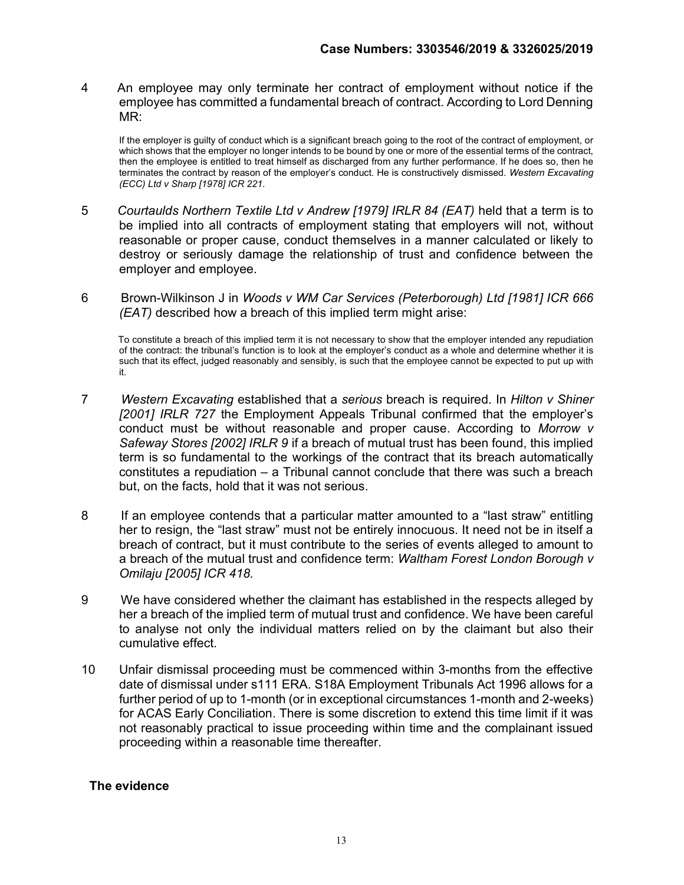4 An employee may only terminate her contract of employment without notice if the employee has committed a fundamental breach of contract. According to Lord Denning MR:

> If the employer is guilty of conduct which is a significant breach going to the root of the contract of employment, or which shows that the employer no longer intends to be bound by one or more of the essential terms of the contract, then the employee is entitled to treat himself as discharged from any further performance. If he does so, then he terminates the contract by reason of the employer's conduct. He is constructively dismissed. *Western Excavating (ECC) Ltd v Sharp [1978] ICR 221.*

5 *Courtaulds Northern Textile Ltd v Andrew [1979] IRLR 84 (EAT)* held that a term is to be implied into all contracts of employment stating that employers will not, without reasonable or proper cause, conduct themselves in a manner calculated or likely to destroy or seriously damage the relationship of trust and confidence between the employer and employee.

6 Brown-Wilkinson J in *Woods v WM Car Services (Peterborough) Ltd [1981] ICR 666 (EAT)* described how a breach of this implied term might arise:

> To constitute a breach of this implied term it is not necessary to show that the employer intended any repudiation of the contract: the tribunal's function is to look at the employer's conduct as a whole and determine whether it is such that its effect, judged reasonably and sensibly, is such that the employee cannot be expected to put up with it.

7 *Western Excavating* established that a *serious* breach is required. In *Hilton v Shiner [2001] IRLR 727* the Employment Appeals Tribunal confirmed that the employer's conduct must be without reasonable and proper cause. According to *Morrow v Safeway Stores [2002] IRLR 9* if a breach of mutual trust has been found, this implied term is so fundamental to the workings of the contract that its breach automatically constitutes a repudiation – a Tribunal cannot conclude that there was such a breach but, on the facts, hold that it was not serious.

8 If an employee contends that a particular matter amounted to a "last straw" entitling her to resign, the "last straw" must not be entirely innocuous. It need not be in itself a breach of contract, but it must contribute to the series of events alleged to amount to a breach of the mutual trust and confidence term: *Waltham Forest London Borough v Omilaju [2005] ICR 418.*

9 We have considered whether the claimant has established in the respects alleged by her a breach of the implied term of mutual trust and confidence. We have been careful to analyse not only the individual matters relied on by the claimant but also their cumulative effect.

10 Unfair dismissal proceeding must be commenced within 3-months from the effective date of dismissal under s111 ERA. S18A Employment Tribunals Act 1996 allows for a further period of up to 1-month (or in exceptional circumstances 1-month and 2-weeks) for ACAS Early Conciliation. There is some discretion to extend this time limit if it was not reasonably practical to issue proceeding within time and the complainant issued proceeding within a reasonable time thereafter.

## The evidence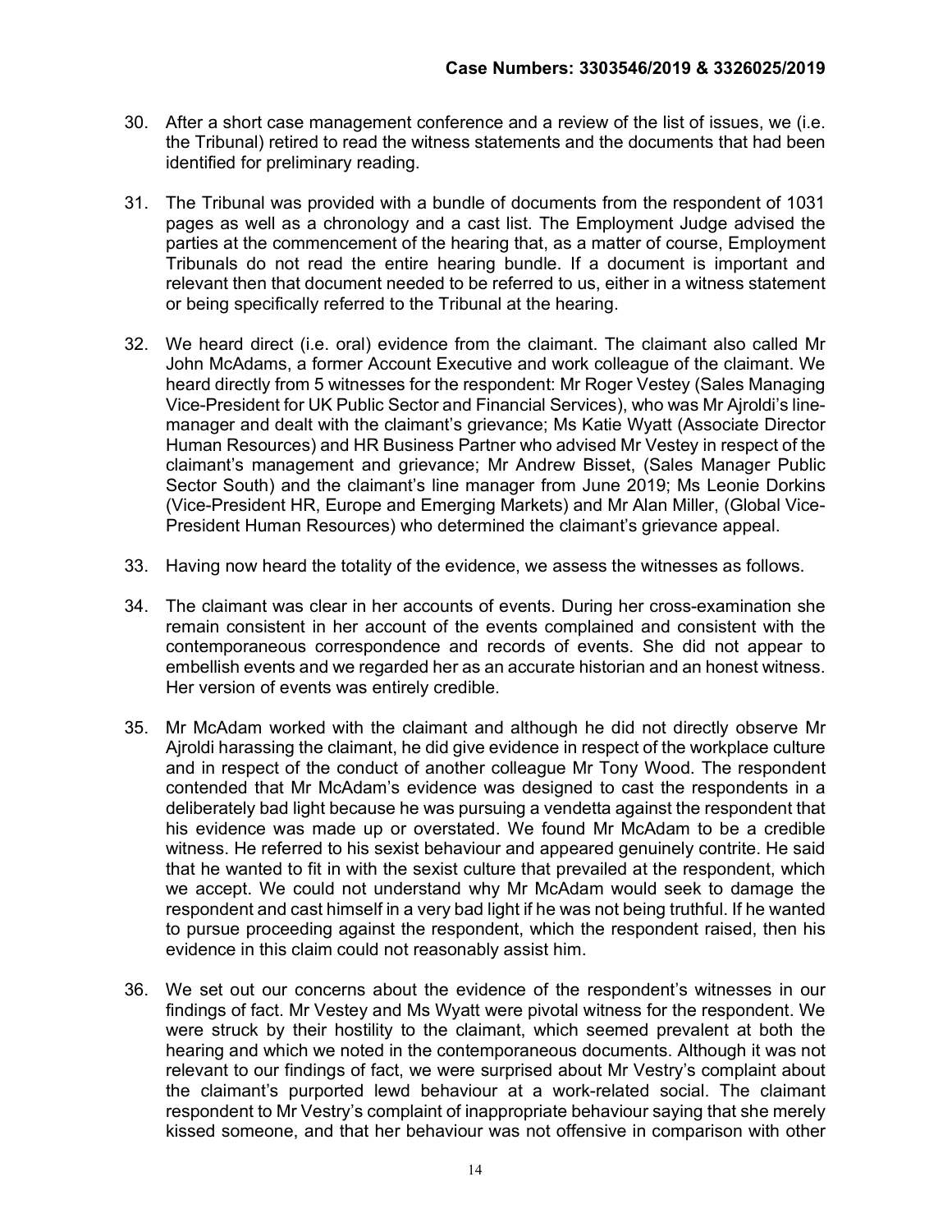30. After a short case management conference and a review of the list of issues, we (i.e. the Tribunal) retired to read the witness statements and the documents that had been identified for preliminary reading.

31. The Tribunal was provided with a bundle of documents from the respondent of 1031 pages as well as a chronology and a cast list. The Employment Judge advised the parties at the commencement of the hearing that, as a matter of course, Employment Tribunals do not read the entire hearing bundle. If a document is important and relevant then that document needed to be referred to us, either in a witness statement or being specifically referred to the Tribunal at the hearing.

32. We heard direct (i.e. oral) evidence from the claimant. The claimant also called Mr John McAdams, a former Account Executive and work colleague of the claimant. We heard directly from 5 witnesses for the respondent: Mr Roger Vestey (Sales Managing Vice-President for UK Public Sector and Financial Services), who was Mr Ajroldi's line-manager and dealt with the claimant's grievance; Ms Katie Wyatt (Associate Director Human Resources) and HR Business Partner who advised Mr Vestey in respect of the claimant's management and grievance; Mr Andrew Bisset, (Sales Manager Public Sector South) and the claimant's line manager from June 2019; Ms Leonie Dorkins (Vice-President HR, Europe and Emerging Markets) and Mr Alan Miller, (Global Vice-President Human Resources) who determined the claimant's grievance appeal.

33. Having now heard the totality of the evidence, we assess the witnesses as follows.

34. The claimant was clear in her accounts of events. During her cross-examination she remain consistent in her account of the events complained and consistent with the contemporaneous correspondence and records of events. She did not appear to embellish events and we regarded her as an accurate historian and an honest witness. Her version of events was entirely credible.

35. Mr McAdam worked with the claimant and although he did not directly observe Mr Ajroldi harassing the claimant, he did give evidence in respect of the workplace culture and in respect of the conduct of another colleague Mr Tony Wood. The respondent contended that Mr McAdam's evidence was designed to cast the respondents in a deliberately bad light because he was pursuing a vendetta against the respondent that his evidence was made up or overstated. We found Mr McAdam to be a credible witness. He referred to his sexist behaviour and appeared genuinely contrite. He said that he wanted to fit in with the sexist culture that prevailed at the respondent, which we accept. We could not understand why Mr McAdam would seek to damage the respondent and cast himself in a very bad light if he was not being truthful. If he wanted to pursue proceeding against the respondent, which the respondent raised, then his evidence in this claim could not reasonably assist him.

36. We set out our concerns about the evidence of the respondent's witnesses in our findings of fact. Mr Vestey and Ms Wyatt were pivotal witness for the respondent. We were struck by their hostility to the claimant, which seemed prevalent at both the hearing and which we noted in the contemporaneous documents. Although it was not relevant to our findings of fact, we were surprised about Mr Vestry's complaint about the claimant's purported lewd behaviour at a work-related social. The claimant respondent to Mr Vestry's complaint of inappropriate behaviour saying that she merely kissed someone, and that her behaviour was not offensive in comparison with other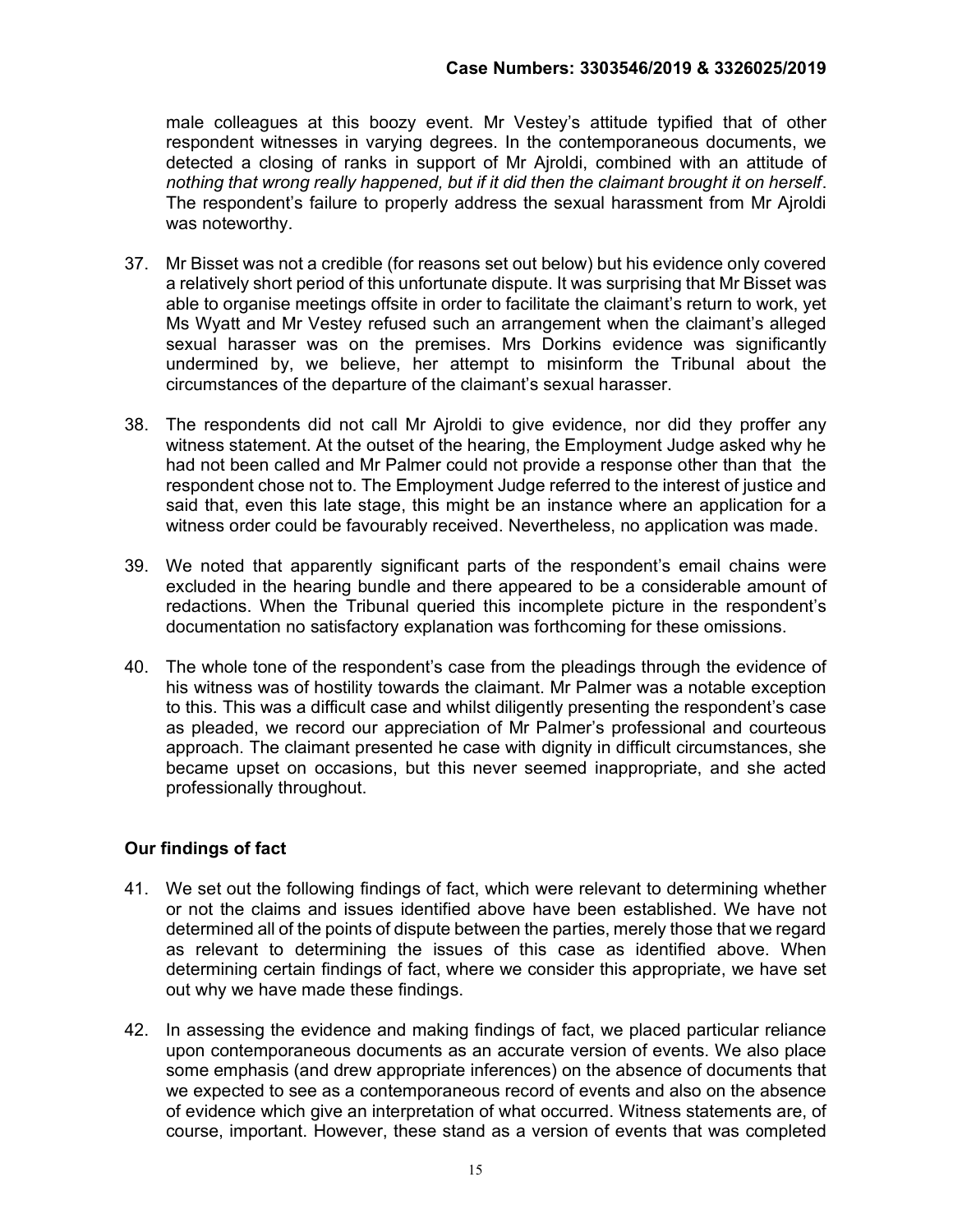male colleagues at this boozy event. Mr Vestey's attitude typified that of other respondent witnesses in varying degrees. In the contemporaneous documents, we detected a closing of ranks in support of Mr Ajroldi, combined with an attitude of *nothing that wrong really happened, but if it did then the claimant brought it on herself*. The respondent's failure to properly address the sexual harassment from Mr Ajroldi was noteworthy.

37. Mr Bisset was not a credible (for reasons set out below) but his evidence only covered a relatively short period of this unfortunate dispute. It was surprising that Mr Bisset was able to organise meetings offsite in order to facilitate the claimant's return to work, yet Ms Wyatt and Mr Vestey refused such an arrangement when the claimant's alleged sexual harasser was on the premises. Mrs Dorkins evidence was significantly undermined by, we believe, her attempt to misinform the Tribunal about the circumstances of the departure of the claimant's sexual harasser.

38. The respondents did not call Mr Ajroldi to give evidence, nor did they proffer any witness statement. At the outset of the hearing, the Employment Judge asked why he had not been called and Mr Palmer could not provide a response other than that the respondent chose not to. The Employment Judge referred to the interest of justice and said that, even this late stage, this might be an instance where an application for a witness order could be favourably received. Nevertheless, no application was made.

39. We noted that apparently significant parts of the respondent's email chains were excluded in the hearing bundle and there appeared to be a considerable amount of redactions. When the Tribunal queried this incomplete picture in the respondent's documentation no satisfactory explanation was forthcoming for these omissions.

40. The whole tone of the respondent's case from the pleadings through the evidence of his witness was of hostility towards the claimant. Mr Palmer was a notable exception to this. This was a difficult case and whilst diligently presenting the respondent's case as pleaded, we record our appreciation of Mr Palmer's professional and courteous approach. The claimant presented he case with dignity in difficult circumstances, she became upset on occasions, but this never seemed inappropriate, and she acted professionally throughout.

## Our findings of fact

41. We set out the following findings of fact, which were relevant to determining whether or not the claims and issues identified above have been established. We have not determined all of the points of dispute between the parties, merely those that we regard as relevant to determining the issues of this case as identified above. When determining certain findings of fact, where we consider this appropriate, we have set out why we have made these findings.

42. In assessing the evidence and making findings of fact, we placed particular reliance upon contemporaneous documents as an accurate version of events. We also place some emphasis (and drew appropriate inferences) on the absence of documents that we expected to see as a contemporaneous record of events and also on the absence of evidence which give an interpretation of what occurred. Witness statements are, of course, important. However, these stand as a version of events that was completed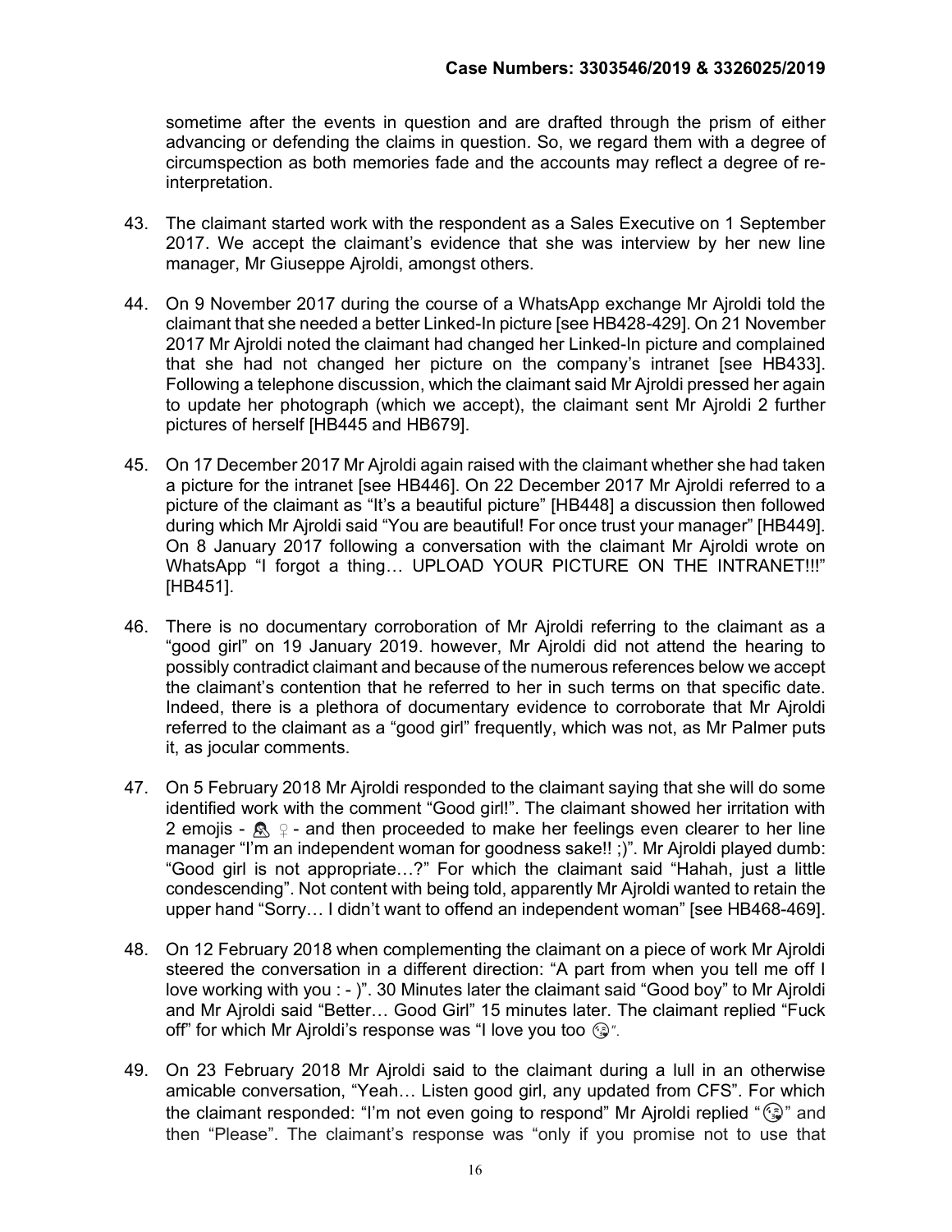sometime after the events in question and are drafted through the prism of either advancing or defending the claims in question. So, we regard them with a degree of circumspection as both memories fade and the accounts may reflect a degree of re-interpretation.

43. The claimant started work with the respondent as a Sales Executive on 1 September 2017. We accept the claimant's evidence that she was interview by her new line manager, Mr Giuseppe Ajroldi, amongst others.

44. On 9 November 2017 during the course of a WhatsApp exchange Mr Ajroldi told the claimant that she needed a better Linked-In picture [see HB428-429]. On 21 November 2017 Mr Ajroldi noted the claimant had changed her Linked-In picture and complained that she had not changed her picture on the company's intranet [see HB433]. Following a telephone discussion, which the claimant said Mr Ajroldi pressed her again to update her photograph (which we accept), the claimant sent Mr Ajroldi 2 further pictures of herself [HB445 and HB679].

45. On 17 December 2017 Mr Ajroldi again raised with the claimant whether she had taken a picture for the intranet [see HB446]. On 22 December 2017 Mr Ajroldi referred to a picture of the claimant as "It's a beautiful picture" [HB448] a discussion then followed during which Mr Ajroldi said "You are beautiful! For once trust your manager" [HB449]. On 8 January 2017 following a conversation with the claimant Mr Ajroldi wrote on WhatsApp "I forgot a thing… UPLOAD YOUR PICTURE ON THE INTRANET!!!" [HB451].

46. There is no documentary corroboration of Mr Ajroldi referring to the claimant as a "good girl" on 19 January 2019. however, Mr Ajroldi did not attend the hearing to possibly contradict claimant and because of the numerous references below we accept the claimant's contention that he referred to her in such terms on that specific date. Indeed, there is a plethora of documentary evidence to corroborate that Mr Ajroldi referred to the claimant as a "good girl" frequently, which was not, as Mr Palmer puts it, as jocular comments.

47. On 5 February 2018 Mr Ajroldi responded to the claimant saying that she will do some identified work with the comment "Good girl!". The claimant showed her irritation with 2 emojis - 🤦 ♀ - and then proceeded to make her feelings even clearer to her line manager "I'm an independent woman for goodness sake!! ;)". Mr Ajroldi played dumb: "Good girl is not appropriate…?" For which the claimant said "Hahah, just a little condescending". Not content with being told, apparently Mr Ajroldi wanted to retain the upper hand "Sorry… I didn't want to offend an independent woman" [see HB468-469].

48. On 12 February 2018 when complementing the claimant on a piece of work Mr Ajroldi steered the conversation in a different direction: "A part from when you tell me off I love working with you : - )". 30 Minutes later the claimant said "Good boy" to Mr Ajroldi and Mr Ajroldi said "Better… Good Girl" 15 minutes later. The claimant replied "Fuck off" for which Mr Ajroldi's response was "I love you too 😘".

49. On 23 February 2018 Mr Ajroldi said to the claimant during a lull in an otherwise amicable conversation, "Yeah… Listen good girl, any updated from CFS". For which the claimant responded: "I'm not even going to respond" Mr Ajroldi replied "😘" and then "Please". The claimant's response was "only if you promise not to use that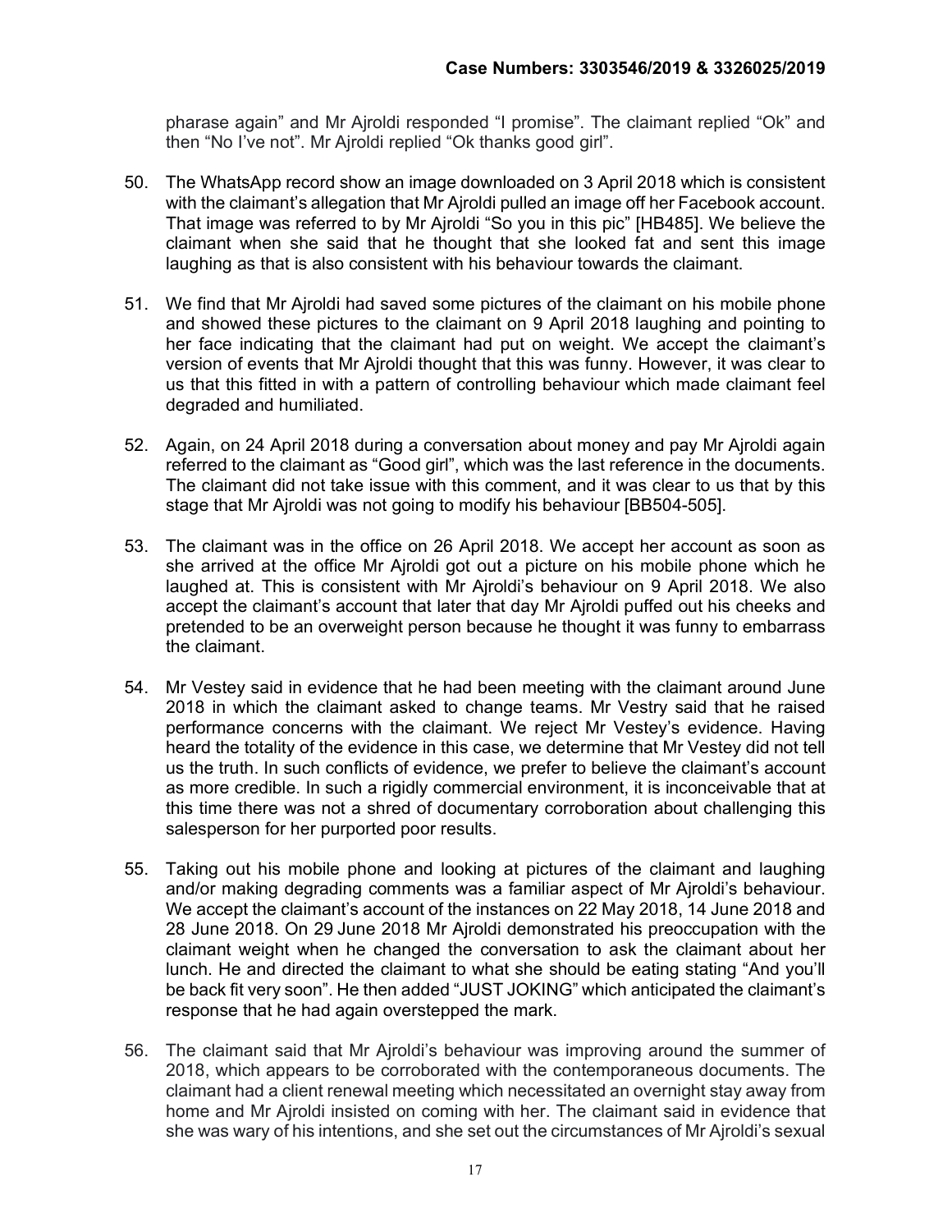pharase again" and Mr Ajroldi responded "I promise". The claimant replied "Ok" and then "No I've not". Mr Ajroldi replied "Ok thanks good girl".

50. The WhatsApp record show an image downloaded on 3 April 2018 which is consistent with the claimant's allegation that Mr Ajroldi pulled an image off her Facebook account. That image was referred to by Mr Ajroldi "So you in this pic" [HB485]. We believe the claimant when she said that he thought that she looked fat and sent this image laughing as that is also consistent with his behaviour towards the claimant.

51. We find that Mr Ajroldi had saved some pictures of the claimant on his mobile phone and showed these pictures to the claimant on 9 April 2018 laughing and pointing to her face indicating that the claimant had put on weight. We accept the claimant's version of events that Mr Ajroldi thought that this was funny. However, it was clear to us that this fitted in with a pattern of controlling behaviour which made claimant feel degraded and humiliated.

52. Again, on 24 April 2018 during a conversation about money and pay Mr Ajroldi again referred to the claimant as "Good girl", which was the last reference in the documents. The claimant did not take issue with this comment, and it was clear to us that by this stage that Mr Ajroldi was not going to modify his behaviour [BB504-505].

53. The claimant was in the office on 26 April 2018. We accept her account as soon as she arrived at the office Mr Ajroldi got out a picture on his mobile phone which he laughed at. This is consistent with Mr Ajroldi's behaviour on 9 April 2018. We also accept the claimant's account that later that day Mr Ajroldi puffed out his cheeks and pretended to be an overweight person because he thought it was funny to embarrass the claimant.

54. Mr Vestey said in evidence that he had been meeting with the claimant around June 2018 in which the claimant asked to change teams. Mr Vestry said that he raised performance concerns with the claimant. We reject Mr Vestey's evidence. Having heard the totality of the evidence in this case, we determine that Mr Vestey did not tell us the truth. In such conflicts of evidence, we prefer to believe the claimant's account as more credible. In such a rigidly commercial environment, it is inconceivable that at this time there was not a shred of documentary corroboration about challenging this salesperson for her purported poor results.

55. Taking out his mobile phone and looking at pictures of the claimant and laughing and/or making degrading comments was a familiar aspect of Mr Ajroldi's behaviour. We accept the claimant's account of the instances on 22 May 2018, 14 June 2018 and 28 June 2018. On 29 June 2018 Mr Ajroldi demonstrated his preoccupation with the claimant weight when he changed the conversation to ask the claimant about her lunch. He and directed the claimant to what she should be eating stating "And you'll be back fit very soon". He then added "JUST JOKING" which anticipated the claimant's response that he had again overstepped the mark.

56. The claimant said that Mr Ajroldi's behaviour was improving around the summer of 2018, which appears to be corroborated with the contemporaneous documents. The claimant had a client renewal meeting which necessitated an overnight stay away from home and Mr Ajroldi insisted on coming with her. The claimant said in evidence that she was wary of his intentions, and she set out the circumstances of Mr Ajroldi's sexual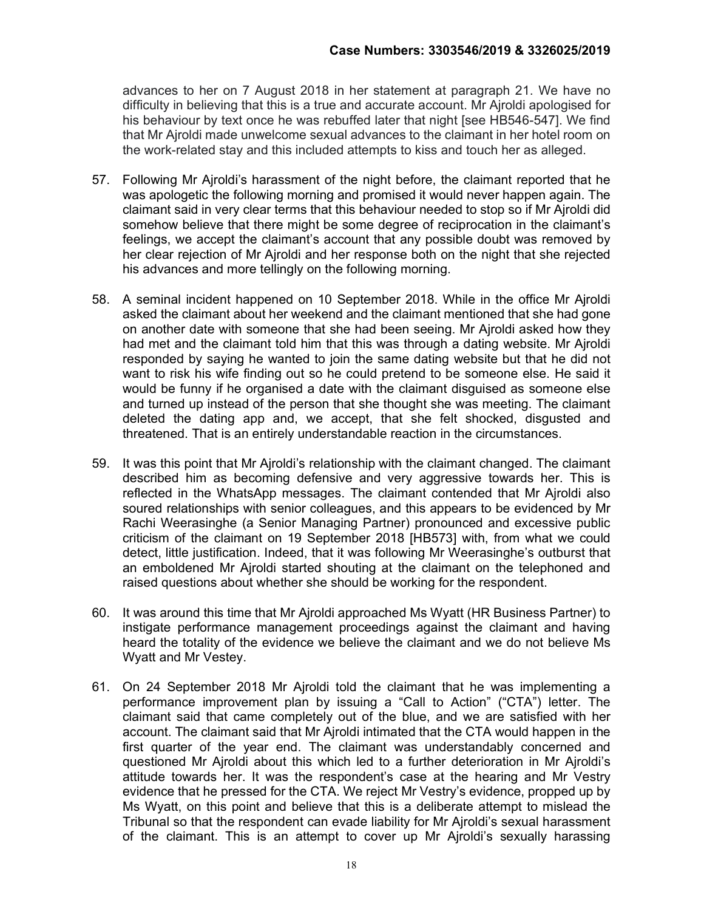advances to her on 7 August 2018 in her statement at paragraph 21. We have no difficulty in believing that this is a true and accurate account. Mr Ajroldi apologised for his behaviour by text once he was rebuffed later that night [see HB546-547]. We find that Mr Ajroldi made unwelcome sexual advances to the claimant in her hotel room on the work-related stay and this included attempts to kiss and touch her as alleged.

57. Following Mr Ajroldi's harassment of the night before, the claimant reported that he was apologetic the following morning and promised it would never happen again. The claimant said in very clear terms that this behaviour needed to stop so if Mr Ajroldi did somehow believe that there might be some degree of reciprocation in the claimant's feelings, we accept the claimant's account that any possible doubt was removed by her clear rejection of Mr Ajroldi and her response both on the night that she rejected his advances and more tellingly on the following morning.

58. A seminal incident happened on 10 September 2018. While in the office Mr Ajroldi asked the claimant about her weekend and the claimant mentioned that she had gone on another date with someone that she had been seeing. Mr Ajroldi asked how they had met and the claimant told him that this was through a dating website. Mr Ajroldi responded by saying he wanted to join the same dating website but that he did not want to risk his wife finding out so he could pretend to be someone else. He said it would be funny if he organised a date with the claimant disguised as someone else and turned up instead of the person that she thought she was meeting. The claimant deleted the dating app and, we accept, that she felt shocked, disgusted and threatened. That is an entirely understandable reaction in the circumstances.

59. It was this point that Mr Ajroldi's relationship with the claimant changed. The claimant described him as becoming defensive and very aggressive towards her. This is reflected in the WhatsApp messages. The claimant contended that Mr Ajroldi also soured relationships with senior colleagues, and this appears to be evidenced by Mr Rachi Weerasinghe (a Senior Managing Partner) pronounced and excessive public criticism of the claimant on 19 September 2018 [HB573] with, from what we could detect, little justification. Indeed, that it was following Mr Weerasinghe's outburst that an emboldened Mr Ajroldi started shouting at the claimant on the telephoned and raised questions about whether she should be working for the respondent.

60. It was around this time that Mr Ajroldi approached Ms Wyatt (HR Business Partner) to instigate performance management proceedings against the claimant and having heard the totality of the evidence we believe the claimant and we do not believe Ms Wyatt and Mr Vestey.

61. On 24 September 2018 Mr Ajroldi told the claimant that he was implementing a performance improvement plan by issuing a "Call to Action" ("CTA") letter. The claimant said that came completely out of the blue, and we are satisfied with her account. The claimant said that Mr Ajroldi intimated that the CTA would happen in the first quarter of the year end. The claimant was understandably concerned and questioned Mr Ajroldi about this which led to a further deterioration in Mr Ajroldi's attitude towards her. It was the respondent's case at the hearing and Mr Vestry evidence that he pressed for the CTA. We reject Mr Vestry's evidence, propped up by Ms Wyatt, on this point and believe that this is a deliberate attempt to mislead the Tribunal so that the respondent can evade liability for Mr Ajroldi's sexual harassment of the claimant. This is an attempt to cover up Mr Ajroldi's sexually harassing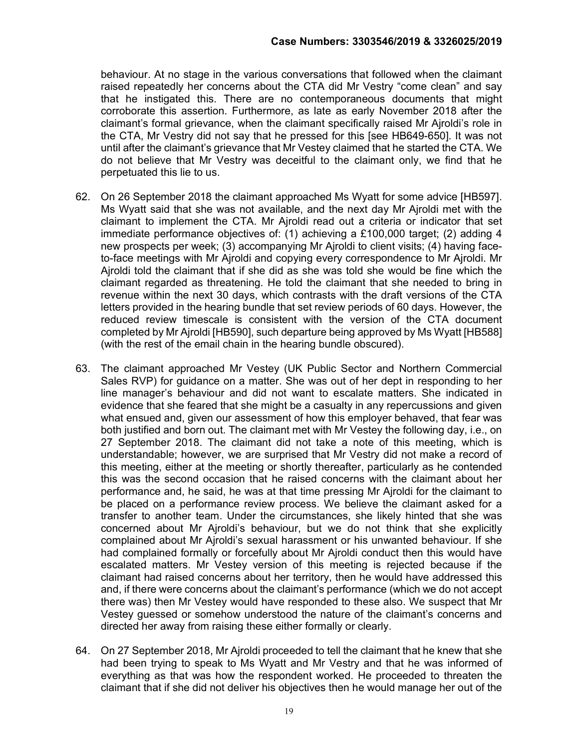behaviour. At no stage in the various conversations that followed when the claimant raised repeatedly her concerns about the CTA did Mr Vestry "come clean" and say that he instigated this. There are no contemporaneous documents that might corroborate this assertion. Furthermore, as late as early November 2018 after the claimant's formal grievance, when the claimant specifically raised Mr Ajroldi's role in the CTA, Mr Vestry did not say that he pressed for this [see HB649-650]. It was not until after the claimant's grievance that Mr Vestey claimed that he started the CTA. We do not believe that Mr Vestry was deceitful to the claimant only, we find that he perpetuated this lie to us.

62. On 26 September 2018 the claimant approached Ms Wyatt for some advice [HB597]. Ms Wyatt said that she was not available, and the next day Mr Ajroldi met with the claimant to implement the CTA. Mr Ajroldi read out a criteria or indicator that set immediate performance objectives of: (1) achieving a £100,000 target; (2) adding 4 new prospects per week; (3) accompanying Mr Ajroldi to client visits; (4) having face-to-face meetings with Mr Ajroldi and copying every correspondence to Mr Ajroldi. Mr Ajroldi told the claimant that if she did as she was told she would be fine which the claimant regarded as threatening. He told the claimant that she needed to bring in revenue within the next 30 days, which contrasts with the draft versions of the CTA letters provided in the hearing bundle that set review periods of 60 days. However, the reduced review timescale is consistent with the version of the CTA document completed by Mr Ajroldi [HB590], such departure being approved by Ms Wyatt [HB588] (with the rest of the email chain in the hearing bundle obscured).

63. The claimant approached Mr Vestey (UK Public Sector and Northern Commercial Sales RVP) for guidance on a matter. She was out of her dept in responding to her line manager's behaviour and did not want to escalate matters. She indicated in evidence that she feared that she might be a casualty in any repercussions and given what ensued and, given our assessment of how this employer behaved, that fear was both justified and born out. The claimant met with Mr Vestey the following day, i.e., on 27 September 2018. The claimant did not take a note of this meeting, which is understandable; however, we are surprised that Mr Vestry did not make a record of this meeting, either at the meeting or shortly thereafter, particularly as he contended this was the second occasion that he raised concerns with the claimant about her performance and, he said, he was at that time pressing Mr Ajroldi for the claimant to be placed on a performance review process. We believe the claimant asked for a transfer to another team. Under the circumstances, she likely hinted that she was concerned about Mr Ajroldi's behaviour, but we do not think that she explicitly complained about Mr Ajroldi's sexual harassment or his unwanted behaviour. If she had complained formally or forcefully about Mr Ajroldi conduct then this would have escalated matters. Mr Vestey version of this meeting is rejected because if the claimant had raised concerns about her territory, then he would have addressed this and, if there were concerns about the claimant's performance (which we do not accept there was) then Mr Vestey would have responded to these also. We suspect that Mr Vestey guessed or somehow understood the nature of the claimant's concerns and directed her away from raising these either formally or clearly.

64. On 27 September 2018, Mr Ajroldi proceeded to tell the claimant that he knew that she had been trying to speak to Ms Wyatt and Mr Vestry and that he was informed of everything as that was how the respondent worked. He proceeded to threaten the claimant that if she did not deliver his objectives then he would manage her out of the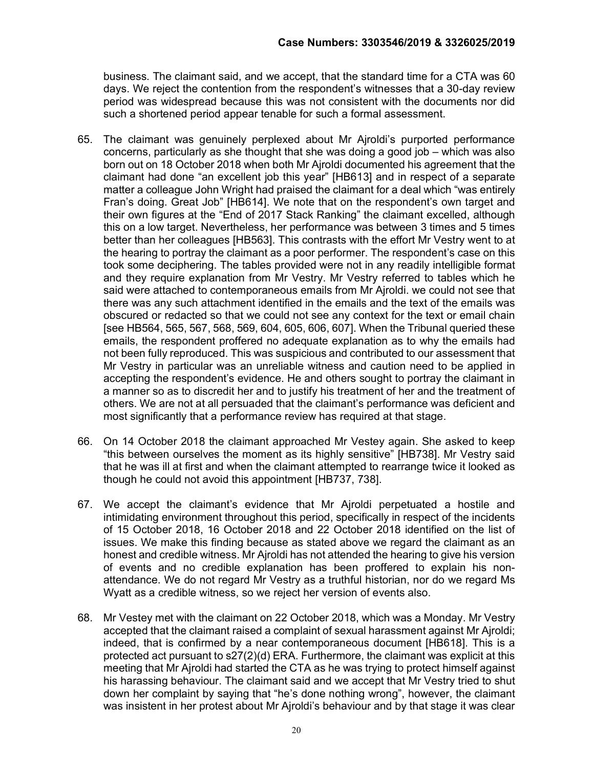business. The claimant said, and we accept, that the standard time for a CTA was 60 days. We reject the contention from the respondent's witnesses that a 30-day review period was widespread because this was not consistent with the documents nor did such a shortened period appear tenable for such a formal assessment.

65. The claimant was genuinely perplexed about Mr Ajroldi's purported performance concerns, particularly as she thought that she was doing a good job – which was also born out on 18 October 2018 when both Mr Ajroldi documented his agreement that the claimant had done "an excellent job this year" [HB613] and in respect of a separate matter a colleague John Wright had praised the claimant for a deal which "was entirely Fran's doing. Great Job" [HB614]. We note that on the respondent's own target and their own figures at the "End of 2017 Stack Ranking" the claimant excelled, although this on a low target. Nevertheless, her performance was between 3 times and 5 times better than her colleagues [HB563]. This contrasts with the effort Mr Vestry went to at the hearing to portray the claimant as a poor performer. The respondent's case on this took some deciphering. The tables provided were not in any readily intelligible format and they require explanation from Mr Vestry. Mr Vestry referred to tables which he said were attached to contemporaneous emails from Mr Ajroldi. we could not see that there was any such attachment identified in the emails and the text of the emails was obscured or redacted so that we could not see any context for the text or email chain [see HB564, 565, 567, 568, 569, 604, 605, 606, 607]. When the Tribunal queried these emails, the respondent proffered no adequate explanation as to why the emails had not been fully reproduced. This was suspicious and contributed to our assessment that Mr Vestry in particular was an unreliable witness and caution need to be applied in accepting the respondent's evidence. He and others sought to portray the claimant in a manner so as to discredit her and to justify his treatment of her and the treatment of others. We are not at all persuaded that the claimant's performance was deficient and most significantly that a performance review has required at that stage.

66. On 14 October 2018 the claimant approached Mr Vestey again. She asked to keep "this between ourselves the moment as its highly sensitive" [HB738]. Mr Vestry said that he was ill at first and when the claimant attempted to rearrange twice it looked as though he could not avoid this appointment [HB737, 738].

67. We accept the claimant's evidence that Mr Ajroldi perpetuated a hostile and intimidating environment throughout this period, specifically in respect of the incidents of 15 October 2018, 16 October 2018 and 22 October 2018 identified on the list of issues. We make this finding because as stated above we regard the claimant as an honest and credible witness. Mr Ajroldi has not attended the hearing to give his version of events and no credible explanation has been proffered to explain his non-attendance. We do not regard Mr Vestry as a truthful historian, nor do we regard Ms Wyatt as a credible witness, so we reject her version of events also.

68. Mr Vestey met with the claimant on 22 October 2018, which was a Monday. Mr Vestry accepted that the claimant raised a complaint of sexual harassment against Mr Ajroldi; indeed, that is confirmed by a near contemporaneous document [HB618]. This is a protected act pursuant to s27(2)(d) ERA. Furthermore, the claimant was explicit at this meeting that Mr Ajroldi had started the CTA as he was trying to protect himself against his harassing behaviour. The claimant said and we accept that Mr Vestry tried to shut down her complaint by saying that "he's done nothing wrong", however, the claimant was insistent in her protest about Mr Ajroldi's behaviour and by that stage it was clear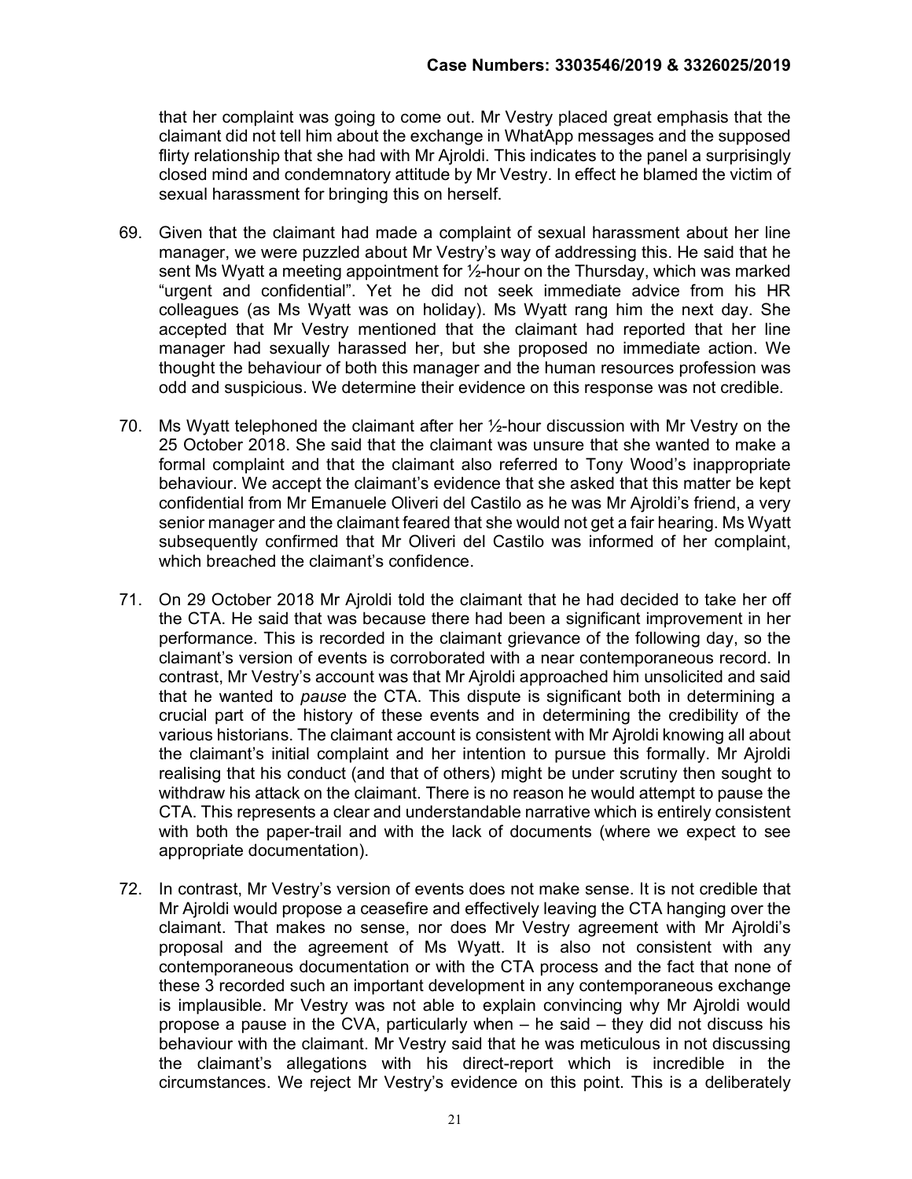that her complaint was going to come out. Mr Vestry placed great emphasis that the claimant did not tell him about the exchange in WhatApp messages and the supposed flirty relationship that she had with Mr Ajroldi. This indicates to the panel a surprisingly closed mind and condemnatory attitude by Mr Vestry. In effect he blamed the victim of sexual harassment for bringing this on herself.

69. Given that the claimant had made a complaint of sexual harassment about her line manager, we were puzzled about Mr Vestry's way of addressing this. He said that he sent Ms Wyatt a meeting appointment for ½-hour on the Thursday, which was marked "urgent and confidential". Yet he did not seek immediate advice from his HR colleagues (as Ms Wyatt was on holiday). Ms Wyatt rang him the next day. She accepted that Mr Vestry mentioned that the claimant had reported that her line manager had sexually harassed her, but she proposed no immediate action. We thought the behaviour of both this manager and the human resources profession was odd and suspicious. We determine their evidence on this response was not credible.

70. Ms Wyatt telephoned the claimant after her ½-hour discussion with Mr Vestry on the 25 October 2018. She said that the claimant was unsure that she wanted to make a formal complaint and that the claimant also referred to Tony Wood's inappropriate behaviour. We accept the claimant's evidence that she asked that this matter be kept confidential from Mr Emanuele Oliveri del Castilo as he was Mr Ajroldi's friend, a very senior manager and the claimant feared that she would not get a fair hearing. Ms Wyatt subsequently confirmed that Mr Oliveri del Castilo was informed of her complaint, which breached the claimant's confidence.

71. On 29 October 2018 Mr Ajroldi told the claimant that he had decided to take her off the CTA. He said that was because there had been a significant improvement in her performance. This is recorded in the claimant grievance of the following day, so the claimant's version of events is corroborated with a near contemporaneous record. In contrast, Mr Vestry's account was that Mr Ajroldi approached him unsolicited and said that he wanted to *pause* the CTA. This dispute is significant both in determining a crucial part of the history of these events and in determining the credibility of the various historians. The claimant account is consistent with Mr Ajroldi knowing all about the claimant's initial complaint and her intention to pursue this formally. Mr Ajroldi realising that his conduct (and that of others) might be under scrutiny then sought to withdraw his attack on the claimant. There is no reason he would attempt to pause the CTA. This represents a clear and understandable narrative which is entirely consistent with both the paper-trail and with the lack of documents (where we expect to see appropriate documentation).

72. In contrast, Mr Vestry's version of events does not make sense. It is not credible that Mr Ajroldi would propose a ceasefire and effectively leaving the CTA hanging over the claimant. That makes no sense, nor does Mr Vestry agreement with Mr Ajroldi's proposal and the agreement of Ms Wyatt. It is also not consistent with any contemporaneous documentation or with the CTA process and the fact that none of these 3 recorded such an important development in any contemporaneous exchange is implausible. Mr Vestry was not able to explain convincing why Mr Ajroldi would propose a pause in the CVA, particularly when – he said – they did not discuss his behaviour with the claimant. Mr Vestry said that he was meticulous in not discussing the claimant's allegations with his direct-report which is incredible in the circumstances. We reject Mr Vestry's evidence on this point. This is a deliberately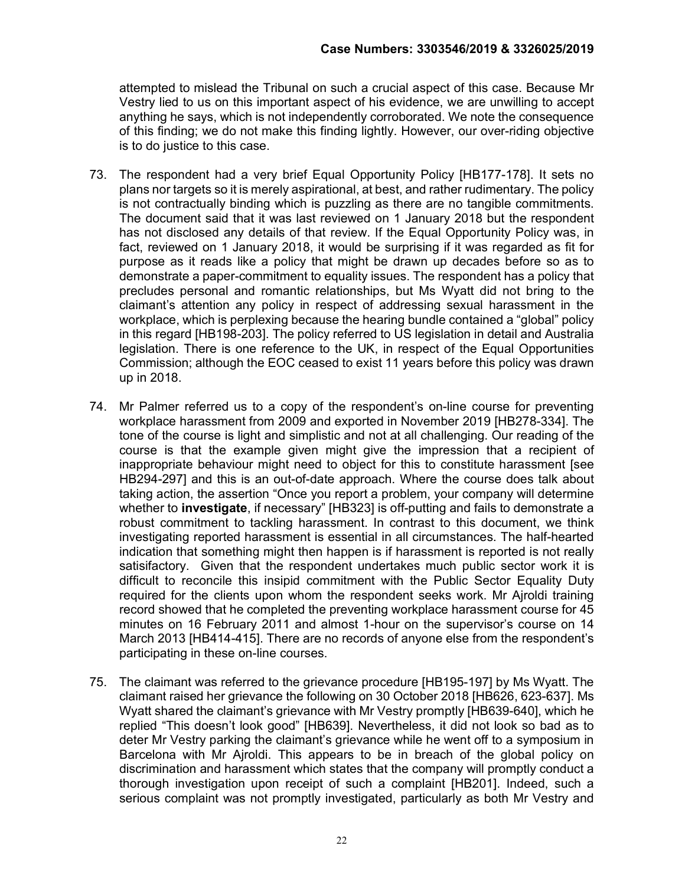attempted to mislead the Tribunal on such a crucial aspect of this case. Because Mr Vestry lied to us on this important aspect of his evidence, we are unwilling to accept anything he says, which is not independently corroborated. We note the consequence of this finding; we do not make this finding lightly. However, our over-riding objective is to do justice to this case.

73. The respondent had a very brief Equal Opportunity Policy [HB177-178]. It sets no plans nor targets so it is merely aspirational, at best, and rather rudimentary. The policy is not contractually binding which is puzzling as there are no tangible commitments. The document said that it was last reviewed on 1 January 2018 but the respondent has not disclosed any details of that review. If the Equal Opportunity Policy was, in fact, reviewed on 1 January 2018, it would be surprising if it was regarded as fit for purpose as it reads like a policy that might be drawn up decades before so as to demonstrate a paper-commitment to equality issues. The respondent has a policy that precludes personal and romantic relationships, but Ms Wyatt did not bring to the claimant's attention any policy in respect of addressing sexual harassment in the workplace, which is perplexing because the hearing bundle contained a "global" policy in this regard [HB198-203]. The policy referred to US legislation in detail and Australia legislation. There is one reference to the UK, in respect of the Equal Opportunities Commission; although the EOC ceased to exist 11 years before this policy was drawn up in 2018.

74. Mr Palmer referred us to a copy of the respondent's on-line course for preventing workplace harassment from 2009 and exported in November 2019 [HB278-334]. The tone of the course is light and simplistic and not at all challenging. Our reading of the course is that the example given might give the impression that a recipient of inappropriate behaviour might need to object for this to constitute harassment [see HB294-297] and this is an out-of-date approach. Where the course does talk about taking action, the assertion "Once you report a problem, your company will determine whether to **investigate**, if necessary" [HB323] is off-putting and fails to demonstrate a robust commitment to tackling harassment. In contrast to this document, we think investigating reported harassment is essential in all circumstances. The half-hearted indication that something might then happen is if harassment is reported is not really satisifactory. Given that the respondent undertakes much public sector work it is difficult to reconcile this insipid commitment with the Public Sector Equality Duty required for the clients upon whom the respondent seeks work. Mr Ajroldi training record showed that he completed the preventing workplace harassment course for 45 minutes on 16 February 2011 and almost 1-hour on the supervisor's course on 14 March 2013 [HB414-415]. There are no records of anyone else from the respondent's participating in these on-line courses.

75. The claimant was referred to the grievance procedure [HB195-197] by Ms Wyatt. The claimant raised her grievance the following on 30 October 2018 [HB626, 623-637]. Ms Wyatt shared the claimant's grievance with Mr Vestry promptly [HB639-640], which he replied "This doesn't look good" [HB639]. Nevertheless, it did not look so bad as to deter Mr Vestry parking the claimant's grievance while he went off to a symposium in Barcelona with Mr Ajroldi. This appears to be in breach of the global policy on discrimination and harassment which states that the company will promptly conduct a thorough investigation upon receipt of such a complaint [HB201]. Indeed, such a serious complaint was not promptly investigated, particularly as both Mr Vestry and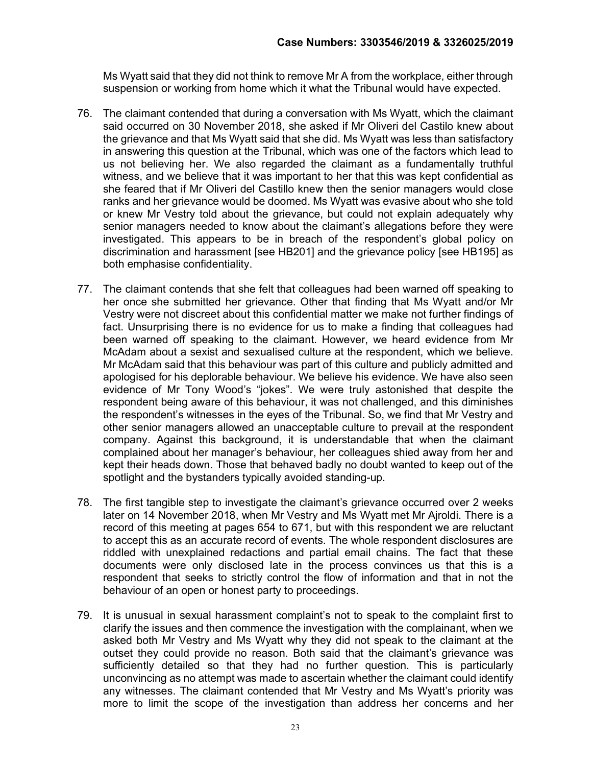Ms Wyatt said that they did not think to remove Mr A from the workplace, either through suspension or working from home which it what the Tribunal would have expected.

76. The claimant contended that during a conversation with Ms Wyatt, which the claimant said occurred on 30 November 2018, she asked if Mr Oliveri del Castilo knew about the grievance and that Ms Wyatt said that she did. Ms Wyatt was less than satisfactory in answering this question at the Tribunal, which was one of the factors which lead to us not believing her. We also regarded the claimant as a fundamentally truthful witness, and we believe that it was important to her that this was kept confidential as she feared that if Mr Oliveri del Castillo knew then the senior managers would close ranks and her grievance would be doomed. Ms Wyatt was evasive about who she told or knew Mr Vestry told about the grievance, but could not explain adequately why senior managers needed to know about the claimant's allegations before they were investigated. This appears to be in breach of the respondent's global policy on discrimination and harassment [see HB201] and the grievance policy [see HB195] as both emphasise confidentiality.

77. The claimant contends that she felt that colleagues had been warned off speaking to her once she submitted her grievance. Other that finding that Ms Wyatt and/or Mr Vestry were not discreet about this confidential matter we make not further findings of fact. Unsurprising there is no evidence for us to make a finding that colleagues had been warned off speaking to the claimant. However, we heard evidence from Mr McAdam about a sexist and sexualised culture at the respondent, which we believe. Mr McAdam said that this behaviour was part of this culture and publicly admitted and apologised for his deplorable behaviour. We believe his evidence. We have also seen evidence of Mr Tony Wood's "jokes". We were truly astonished that despite the respondent being aware of this behaviour, it was not challenged, and this diminishes the respondent's witnesses in the eyes of the Tribunal. So, we find that Mr Vestry and other senior managers allowed an unacceptable culture to prevail at the respondent company. Against this background, it is understandable that when the claimant complained about her manager's behaviour, her colleagues shied away from her and kept their heads down. Those that behaved badly no doubt wanted to keep out of the spotlight and the bystanders typically avoided standing-up.

78. The first tangible step to investigate the claimant's grievance occurred over 2 weeks later on 14 November 2018, when Mr Vestry and Ms Wyatt met Mr Ajroldi. There is a record of this meeting at pages 654 to 671, but with this respondent we are reluctant to accept this as an accurate record of events. The whole respondent disclosures are riddled with unexplained redactions and partial email chains. The fact that these documents were only disclosed late in the process convinces us that this is a respondent that seeks to strictly control the flow of information and that in not the behaviour of an open or honest party to proceedings.

79. It is unusual in sexual harassment complaint's not to speak to the complaint first to clarify the issues and then commence the investigation with the complainant, when we asked both Mr Vestry and Ms Wyatt why they did not speak to the claimant at the outset they could provide no reason. Both said that the claimant's grievance was sufficiently detailed so that they had no further question. This is particularly unconvincing as no attempt was made to ascertain whether the claimant could identify any witnesses. The claimant contended that Mr Vestry and Ms Wyatt's priority was more to limit the scope of the investigation than address her concerns and her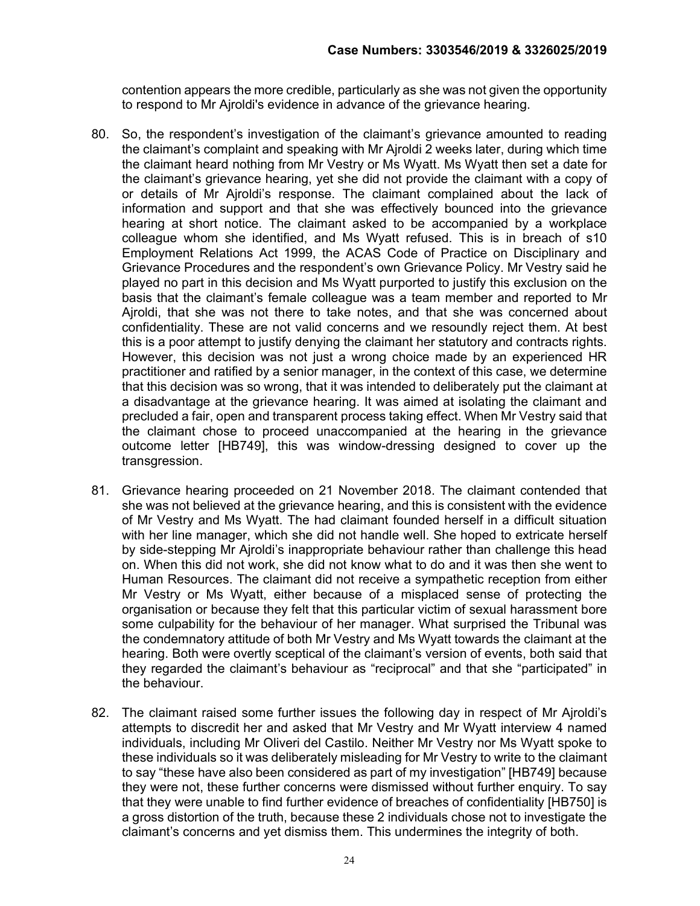contention appears the more credible, particularly as she was not given the opportunity to respond to Mr Ajroldi's evidence in advance of the grievance hearing.

80. So, the respondent's investigation of the claimant's grievance amounted to reading the claimant's complaint and speaking with Mr Ajroldi 2 weeks later, during which time the claimant heard nothing from Mr Vestry or Ms Wyatt. Ms Wyatt then set a date for the claimant's grievance hearing, yet she did not provide the claimant with a copy of or details of Mr Ajroldi's response. The claimant complained about the lack of information and support and that she was effectively bounced into the grievance hearing at short notice. The claimant asked to be accompanied by a workplace colleague whom she identified, and Ms Wyatt refused. This is in breach of s10 Employment Relations Act 1999, the ACAS Code of Practice on Disciplinary and Grievance Procedures and the respondent's own Grievance Policy. Mr Vestry said he played no part in this decision and Ms Wyatt purported to justify this exclusion on the basis that the claimant's female colleague was a team member and reported to Mr Ajroldi, that she was not there to take notes, and that she was concerned about confidentiality. These are not valid concerns and we resoundly reject them. At best this is a poor attempt to justify denying the claimant her statutory and contracts rights. However, this decision was not just a wrong choice made by an experienced HR practitioner and ratified by a senior manager, in the context of this case, we determine that this decision was so wrong, that it was intended to deliberately put the claimant at a disadvantage at the grievance hearing. It was aimed at isolating the claimant and precluded a fair, open and transparent process taking effect. When Mr Vestry said that the claimant chose to proceed unaccompanied at the hearing in the grievance outcome letter [HB749], this was window-dressing designed to cover up the transgression.

81. Grievance hearing proceeded on 21 November 2018. The claimant contended that she was not believed at the grievance hearing, and this is consistent with the evidence of Mr Vestry and Ms Wyatt. The had claimant founded herself in a difficult situation with her line manager, which she did not handle well. She hoped to extricate herself by side-stepping Mr Ajroldi's inappropriate behaviour rather than challenge this head on. When this did not work, she did not know what to do and it was then she went to Human Resources. The claimant did not receive a sympathetic reception from either Mr Vestry or Ms Wyatt, either because of a misplaced sense of protecting the organisation or because they felt that this particular victim of sexual harassment bore some culpability for the behaviour of her manager. What surprised the Tribunal was the condemnatory attitude of both Mr Vestry and Ms Wyatt towards the claimant at the hearing. Both were overtly sceptical of the claimant's version of events, both said that they regarded the claimant's behaviour as "reciprocal" and that she "participated" in the behaviour.

82. The claimant raised some further issues the following day in respect of Mr Ajroldi's attempts to discredit her and asked that Mr Vestry and Mr Wyatt interview 4 named individuals, including Mr Oliveri del Castilo. Neither Mr Vestry nor Ms Wyatt spoke to these individuals so it was deliberately misleading for Mr Vestry to write to the claimant to say "these have also been considered as part of my investigation" [HB749] because they were not, these further concerns were dismissed without further enquiry. To say that they were unable to find further evidence of breaches of confidentiality [HB750] is a gross distortion of the truth, because these 2 individuals chose not to investigate the claimant's concerns and yet dismiss them. This undermines the integrity of both.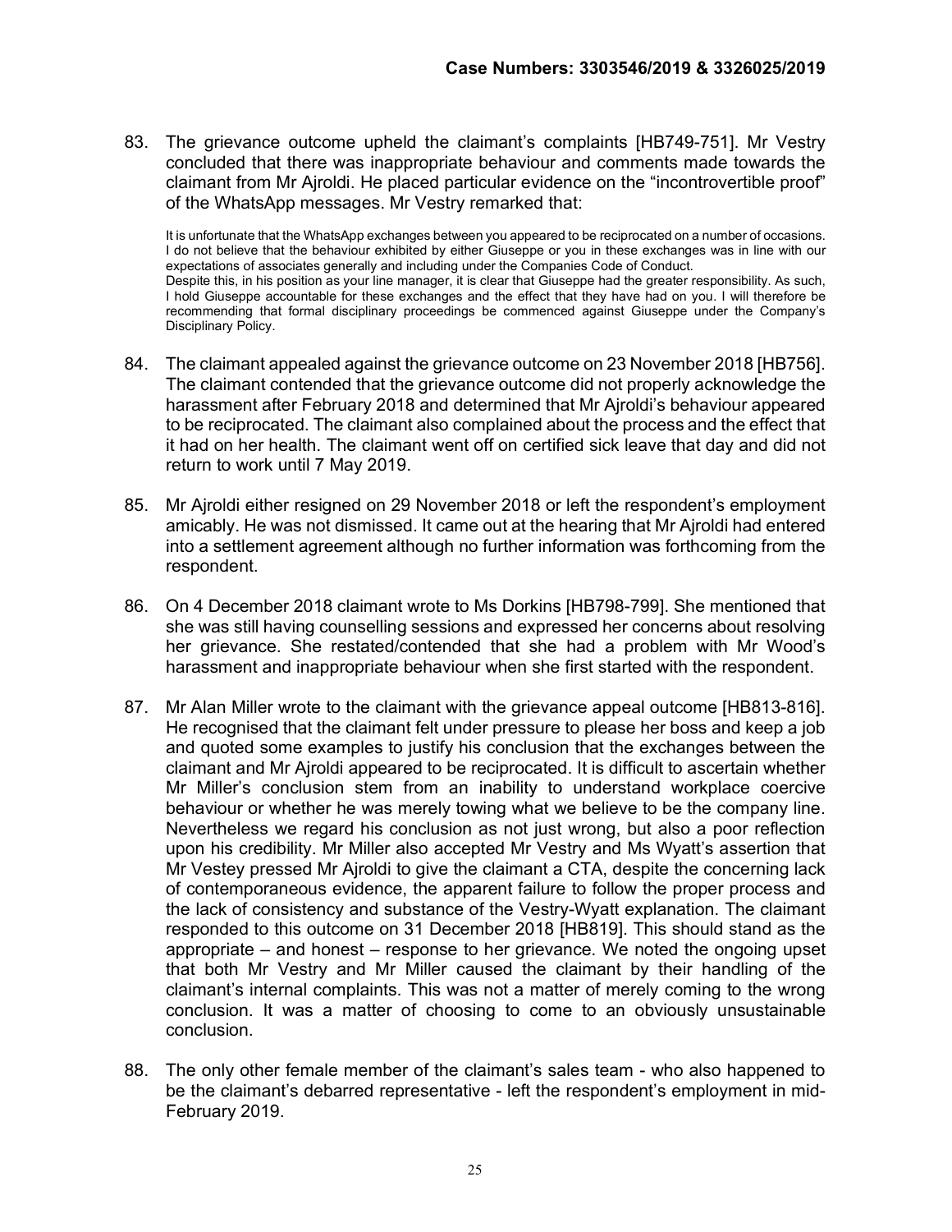83. The grievance outcome upheld the claimant's complaints [HB749-751]. Mr Vestry concluded that there was inappropriate behaviour and comments made towards the claimant from Mr Ajroldi. He placed particular evidence on the "incontrovertible proof" of the WhatsApp messages. Mr Vestry remarked that:

> It is unfortunate that the WhatsApp exchanges between you appeared to be reciprocated on a number of occasions. I do not believe that the behaviour exhibited by either Giuseppe or you in these exchanges was in line with our expectations of associates generally and including under the Companies Code of Conduct.
> Despite this, in his position as your line manager, it is clear that Giuseppe had the greater responsibility. As such, I hold Giuseppe accountable for these exchanges and the effect that they have had on you. I will therefore be recommending that formal disciplinary proceedings be commenced against Giuseppe under the Company's Disciplinary Policy.

84. The claimant appealed against the grievance outcome on 23 November 2018 [HB756]. The claimant contended that the grievance outcome did not properly acknowledge the harassment after February 2018 and determined that Mr Ajroldi's behaviour appeared to be reciprocated. The claimant also complained about the process and the effect that it had on her health. The claimant went off on certified sick leave that day and did not return to work until 7 May 2019.

85. Mr Ajroldi either resigned on 29 November 2018 or left the respondent's employment amicably. He was not dismissed. It came out at the hearing that Mr Ajroldi had entered into a settlement agreement although no further information was forthcoming from the respondent.

86. On 4 December 2018 claimant wrote to Ms Dorkins [HB798-799]. She mentioned that she was still having counselling sessions and expressed her concerns about resolving her grievance. She restated/contended that she had a problem with Mr Wood's harassment and inappropriate behaviour when she first started with the respondent.

87. Mr Alan Miller wrote to the claimant with the grievance appeal outcome [HB813-816]. He recognised that the claimant felt under pressure to please her boss and keep a job and quoted some examples to justify his conclusion that the exchanges between the claimant and Mr Ajroldi appeared to be reciprocated. It is difficult to ascertain whether Mr Miller's conclusion stem from an inability to understand workplace coercive behaviour or whether he was merely towing what we believe to be the company line. Nevertheless we regard his conclusion as not just wrong, but also a poor reflection upon his credibility. Mr Miller also accepted Mr Vestry and Ms Wyatt's assertion that Mr Vestey pressed Mr Ajroldi to give the claimant a CTA, despite the concerning lack of contemporaneous evidence, the apparent failure to follow the proper process and the lack of consistency and substance of the Vestry-Wyatt explanation. The claimant responded to this outcome on 31 December 2018 [HB819]. This should stand as the appropriate – and honest – response to her grievance. We noted the ongoing upset that both Mr Vestry and Mr Miller caused the claimant by their handling of the claimant's internal complaints. This was not a matter of merely coming to the wrong conclusion. It was a matter of choosing to come to an obviously unsustainable conclusion.

88. The only other female member of the claimant's sales team - who also happened to be the claimant's debarred representative - left the respondent's employment in mid-February 2019.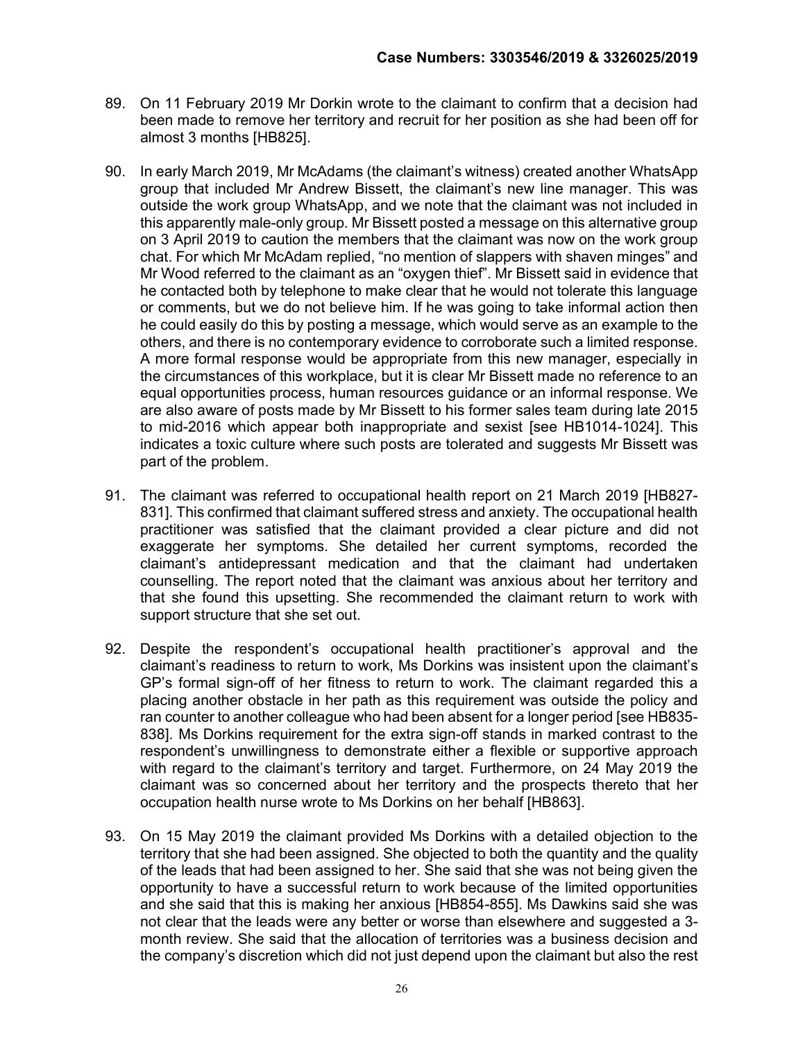89. On 11 February 2019 Mr Dorkin wrote to the claimant to confirm that a decision had been made to remove her territory and recruit for her position as she had been off for almost 3 months [HB825].

90. In early March 2019, Mr McAdams (the claimant's witness) created another WhatsApp group that included Mr Andrew Bissett, the claimant's new line manager. This was outside the work group WhatsApp, and we note that the claimant was not included in this apparently male-only group. Mr Bissett posted a message on this alternative group on 3 April 2019 to caution the members that the claimant was now on the work group chat. For which Mr McAdam replied, "no mention of slappers with shaven minges" and Mr Wood referred to the claimant as an "oxygen thief". Mr Bissett said in evidence that he contacted both by telephone to make clear that he would not tolerate this language or comments, but we do not believe him. If he was going to take informal action then he could easily do this by posting a message, which would serve as an example to the others, and there is no contemporary evidence to corroborate such a limited response. A more formal response would be appropriate from this new manager, especially in the circumstances of this workplace, but it is clear Mr Bissett made no reference to an equal opportunities process, human resources guidance or an informal response. We are also aware of posts made by Mr Bissett to his former sales team during late 2015 to mid-2016 which appear both inappropriate and sexist [see HB1014-1024]. This indicates a toxic culture where such posts are tolerated and suggests Mr Bissett was part of the problem.

91. The claimant was referred to occupational health report on 21 March 2019 [HB827-831]. This confirmed that claimant suffered stress and anxiety. The occupational health practitioner was satisfied that the claimant provided a clear picture and did not exaggerate her symptoms. She detailed her current symptoms, recorded the claimant's antidepressant medication and that the claimant had undertaken counselling. The report noted that the claimant was anxious about her territory and that she found this upsetting. She recommended the claimant return to work with support structure that she set out.

92. Despite the respondent's occupational health practitioner's approval and the claimant's readiness to return to work, Ms Dorkins was insistent upon the claimant's GP's formal sign-off of her fitness to return to work. The claimant regarded this a placing another obstacle in her path as this requirement was outside the policy and ran counter to another colleague who had been absent for a longer period [see HB835-838]. Ms Dorkins requirement for the extra sign-off stands in marked contrast to the respondent's unwillingness to demonstrate either a flexible or supportive approach with regard to the claimant's territory and target. Furthermore, on 24 May 2019 the claimant was so concerned about her territory and the prospects thereto that her occupation health nurse wrote to Ms Dorkins on her behalf [HB863].

93. On 15 May 2019 the claimant provided Ms Dorkins with a detailed objection to the territory that she had been assigned. She objected to both the quantity and the quality of the leads that had been assigned to her. She said that she was not being given the opportunity to have a successful return to work because of the limited opportunities and she said that this is making her anxious [HB854-855]. Ms Dawkins said she was not clear that the leads were any better or worse than elsewhere and suggested a 3-month review. She said that the allocation of territories was a business decision and the company's discretion which did not just depend upon the claimant but also the rest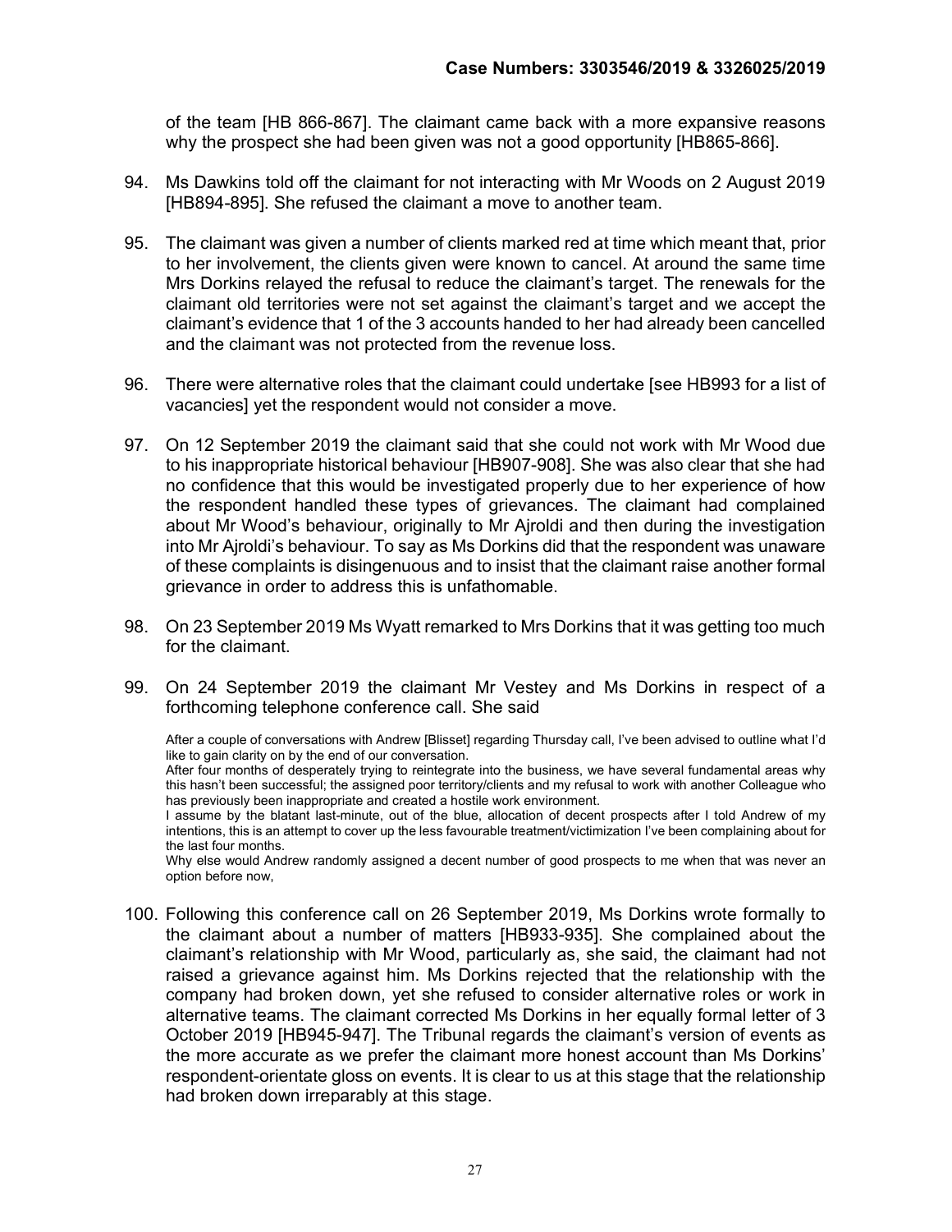of the team [HB 866-867]. The claimant came back with a more expansive reasons why the prospect she had been given was not a good opportunity [HB865-866].

94. Ms Dawkins told off the claimant for not interacting with Mr Woods on 2 August 2019 [HB894-895]. She refused the claimant a move to another team.

95. The claimant was given a number of clients marked red at time which meant that, prior to her involvement, the clients given were known to cancel. At around the same time Mrs Dorkins relayed the refusal to reduce the claimant's target. The renewals for the claimant old territories were not set against the claimant's target and we accept the claimant's evidence that 1 of the 3 accounts handed to her had already been cancelled and the claimant was not protected from the revenue loss.

96. There were alternative roles that the claimant could undertake [see HB993 for a list of vacancies] yet the respondent would not consider a move.

97. On 12 September 2019 the claimant said that she could not work with Mr Wood due to his inappropriate historical behaviour [HB907-908]. She was also clear that she had no confidence that this would be investigated properly due to her experience of how the respondent handled these types of grievances. The claimant had complained about Mr Wood's behaviour, originally to Mr Ajroldi and then during the investigation into Mr Ajroldi's behaviour. To say as Ms Dorkins did that the respondent was unaware of these complaints is disingenuous and to insist that the claimant raise another formal grievance in order to address this is unfathomable.

98. On 23 September 2019 Ms Wyatt remarked to Mrs Dorkins that it was getting too much for the claimant.

99. On 24 September 2019 the claimant Mr Vestey and Ms Dorkins in respect of a forthcoming telephone conference call. She said

> After a couple of conversations with Andrew [Blisset] regarding Thursday call, I've been advised to outline what I'd like to gain clarity on by the end of our conversation.
> After four months of desperately trying to reintegrate into the business, we have several fundamental areas why this hasn't been successful; the assigned poor territory/clients and my refusal to work with another Colleague who has previously been inappropriate and created a hostile work environment.
> I assume by the blatant last-minute, out of the blue, allocation of decent prospects after I told Andrew of my intentions, this is an attempt to cover up the less favourable treatment/victimization I've been complaining about for the last four months.
> Why else would Andrew randomly assigned a decent number of good prospects to me when that was never an option before now,

100. Following this conference call on 26 September 2019, Ms Dorkins wrote formally to the claimant about a number of matters [HB933-935]. She complained about the claimant's relationship with Mr Wood, particularly as, she said, the claimant had not raised a grievance against him. Ms Dorkins rejected that the relationship with the company had broken down, yet she refused to consider alternative roles or work in alternative teams. The claimant corrected Ms Dorkins in her equally formal letter of 3 October 2019 [HB945-947]. The Tribunal regards the claimant's version of events as the more accurate as we prefer the claimant more honest account than Ms Dorkins' respondent-orientate gloss on events. It is clear to us at this stage that the relationship had broken down irreparably at this stage.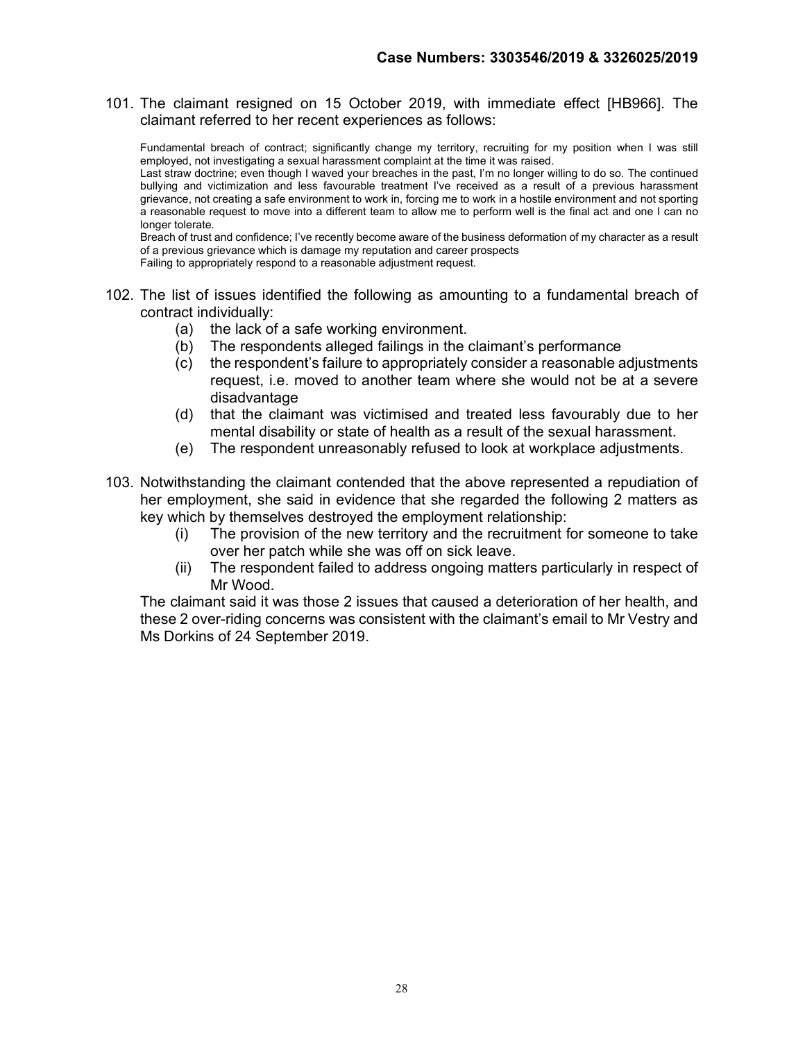101. The claimant resigned on 15 October 2019, with immediate effect [HB966]. The claimant referred to her recent experiences as follows:

> Fundamental breach of contract; significantly change my territory, recruiting for my position when I was still employed, not investigating a sexual harassment complaint at the time it was raised.
> Last straw doctrine; even though I waved your breaches in the past, I'm no longer willing to do so. The continued bullying and victimization and less favourable treatment I've received as a result of a previous harassment grievance, not creating a safe environment to work in, forcing me to work in a hostile environment and not sporting a reasonable request to move into a different team to allow me to perform well is the final act and one I can no longer tolerate.
> Breach of trust and confidence; I've recently become aware of the business deformation of my character as a result of a previous grievance which is damage my reputation and career prospects
> Failing to appropriately respond to a reasonable adjustment request.

102. The list of issues identified the following as amounting to a fundamental breach of contract individually:
    (a) the lack of a safe working environment.
    (b) The respondents alleged failings in the claimant's performance
    (c) the respondent's failure to appropriately consider a reasonable adjustments request, i.e. moved to another team where she would not be at a severe disadvantage
    (d) that the claimant was victimised and treated less favourably due to her mental disability or state of health as a result of the sexual harassment.
    (e) The respondent unreasonably refused to look at workplace adjustments.

103. Notwithstanding the claimant contended that the above represented a repudiation of her employment, she said in evidence that she regarded the following 2 matters as key which by themselves destroyed the employment relationship:
    (i) The provision of the new territory and the recruitment for someone to take over her patch while she was off on sick leave.
    (ii) The respondent failed to address ongoing matters particularly in respect of Mr Wood.

    The claimant said it was those 2 issues that caused a deterioration of her health, and these 2 over-riding concerns was consistent with the claimant's email to Mr Vestry and Ms Dorkins of 24 September 2019.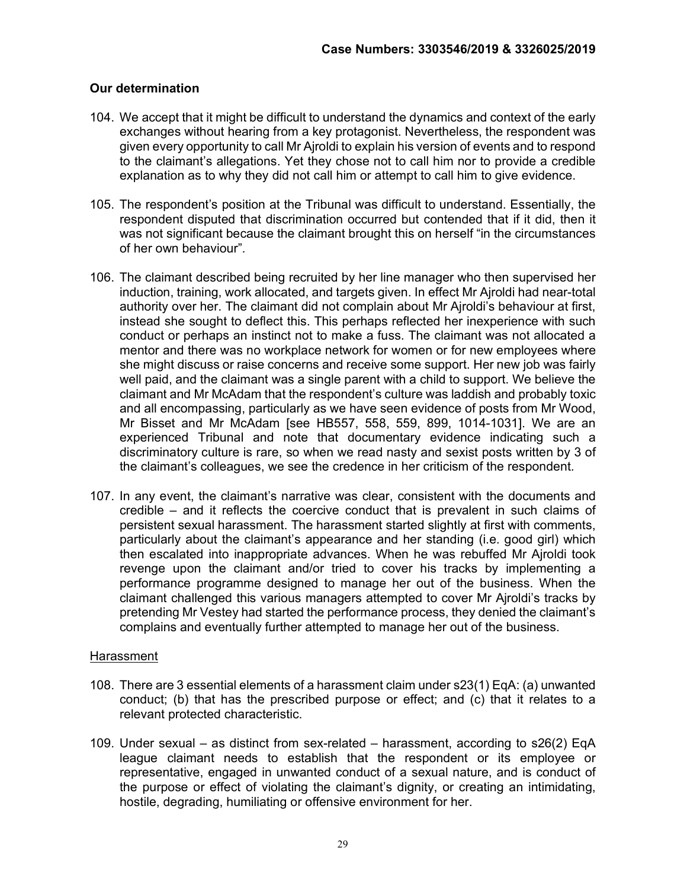## Our determination

104. We accept that it might be difficult to understand the dynamics and context of the early exchanges without hearing from a key protagonist. Nevertheless, the respondent was given every opportunity to call Mr Ajroldi to explain his version of events and to respond to the claimant's allegations. Yet they chose not to call him nor to provide a credible explanation as to why they did not call him or attempt to call him to give evidence.

105. The respondent's position at the Tribunal was difficult to understand. Essentially, the respondent disputed that discrimination occurred but contended that if it did, then it was not significant because the claimant brought this on herself "in the circumstances of her own behaviour".

106. The claimant described being recruited by her line manager who then supervised her induction, training, work allocated, and targets given. In effect Mr Ajroldi had near-total authority over her. The claimant did not complain about Mr Ajroldi's behaviour at first, instead she sought to deflect this. This perhaps reflected her inexperience with such conduct or perhaps an instinct not to make a fuss. The claimant was not allocated a mentor and there was no workplace network for women or for new employees where she might discuss or raise concerns and receive some support. Her new job was fairly well paid, and the claimant was a single parent with a child to support. We believe the claimant and Mr McAdam that the respondent's culture was laddish and probably toxic and all encompassing, particularly as we have seen evidence of posts from Mr Wood, Mr Bisset and Mr McAdam [see HB557, 558, 559, 899, 1014-1031]. We are an experienced Tribunal and note that documentary evidence indicating such a discriminatory culture is rare, so when we read nasty and sexist posts written by 3 of the claimant's colleagues, we see the credence in her criticism of the respondent.

107. In any event, the claimant's narrative was clear, consistent with the documents and credible – and it reflects the coercive conduct that is prevalent in such claims of persistent sexual harassment. The harassment started slightly at first with comments, particularly about the claimant's appearance and her standing (i.e. good girl) which then escalated into inappropriate advances. When he was rebuffed Mr Ajroldi took revenge upon the claimant and/or tried to cover his tracks by implementing a performance programme designed to manage her out of the business. When the claimant challenged this various managers attempted to cover Mr Ajroldi's tracks by pretending Mr Vestey had started the performance process, they denied the claimant's complains and eventually further attempted to manage her out of the business.

<u>Harassment</u>

108. There are 3 essential elements of a harassment claim under s23(1) EqA: (a) unwanted conduct; (b) that has the prescribed purpose or effect; and (c) that it relates to a relevant protected characteristic.

109. Under sexual – as distinct from sex-related – harassment, according to s26(2) EqA league claimant needs to establish that the respondent or its employee or representative, engaged in unwanted conduct of a sexual nature, and is conduct of the purpose or effect of violating the claimant's dignity, or creating an intimidating, hostile, degrading, humiliating or offensive environment for her.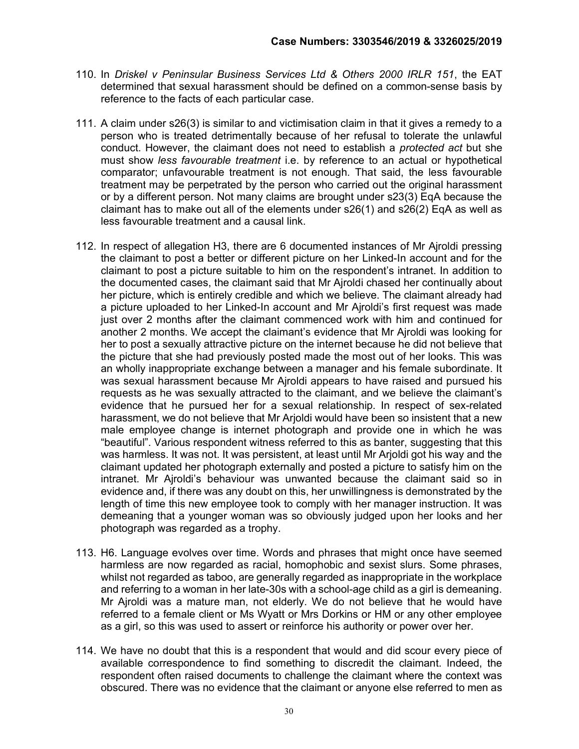110. In *Driskel v Peninsular Business Services Ltd & Others 2000 IRLR 151*, the EAT determined that sexual harassment should be defined on a common-sense basis by reference to the facts of each particular case.

111. A claim under s26(3) is similar to and victimisation claim in that it gives a remedy to a person who is treated detrimentally because of her refusal to tolerate the unlawful conduct. However, the claimant does not need to establish a *protected act* but she must show *less favourable treatment* i.e. by reference to an actual or hypothetical comparator; unfavourable treatment is not enough. That said, the less favourable treatment may be perpetrated by the person who carried out the original harassment or by a different person. Not many claims are brought under s23(3) EqA because the claimant has to make out all of the elements under s26(1) and s26(2) EqA as well as less favourable treatment and a causal link.

112. In respect of allegation H3, there are 6 documented instances of Mr Ajroldi pressing the claimant to post a better or different picture on her Linked-In account and for the claimant to post a picture suitable to him on the respondent's intranet. In addition to the documented cases, the claimant said that Mr Ajroldi chased her continually about her picture, which is entirely credible and which we believe. The claimant already had a picture uploaded to her Linked-In account and Mr Ajroldi's first request was made just over 2 months after the claimant commenced work with him and continued for another 2 months. We accept the claimant's evidence that Mr Ajroldi was looking for her to post a sexually attractive picture on the internet because he did not believe that the picture that she had previously posted made the most out of her looks. This was an wholly inappropriate exchange between a manager and his female subordinate. It was sexual harassment because Mr Ajroldi appears to have raised and pursued his requests as he was sexually attracted to the claimant, and we believe the claimant's evidence that he pursued her for a sexual relationship. In respect of sex-related harassment, we do not believe that Mr Arjoldi would have been so insistent that a new male employee change is internet photograph and provide one in which he was "beautiful". Various respondent witness referred to this as banter, suggesting that this was harmless. It was not. It was persistent, at least until Mr Arjoldi got his way and the claimant updated her photograph externally and posted a picture to satisfy him on the intranet. Mr Ajroldi's behaviour was unwanted because the claimant said so in evidence and, if there was any doubt on this, her unwillingness is demonstrated by the length of time this new employee took to comply with her manager instruction. It was demeaning that a younger woman was so obviously judged upon her looks and her photograph was regarded as a trophy.

113. H6. Language evolves over time. Words and phrases that might once have seemed harmless are now regarded as racial, homophobic and sexist slurs. Some phrases, whilst not regarded as taboo, are generally regarded as inappropriate in the workplace and referring to a woman in her late-30s with a school-age child as a girl is demeaning. Mr Ajroldi was a mature man, not elderly. We do not believe that he would have referred to a female client or Ms Wyatt or Mrs Dorkins or HM or any other employee as a girl, so this was used to assert or reinforce his authority or power over her.

114. We have no doubt that this is a respondent that would and did scour every piece of available correspondence to find something to discredit the claimant. Indeed, the respondent often raised documents to challenge the claimant where the context was obscured. There was no evidence that the claimant or anyone else referred to men as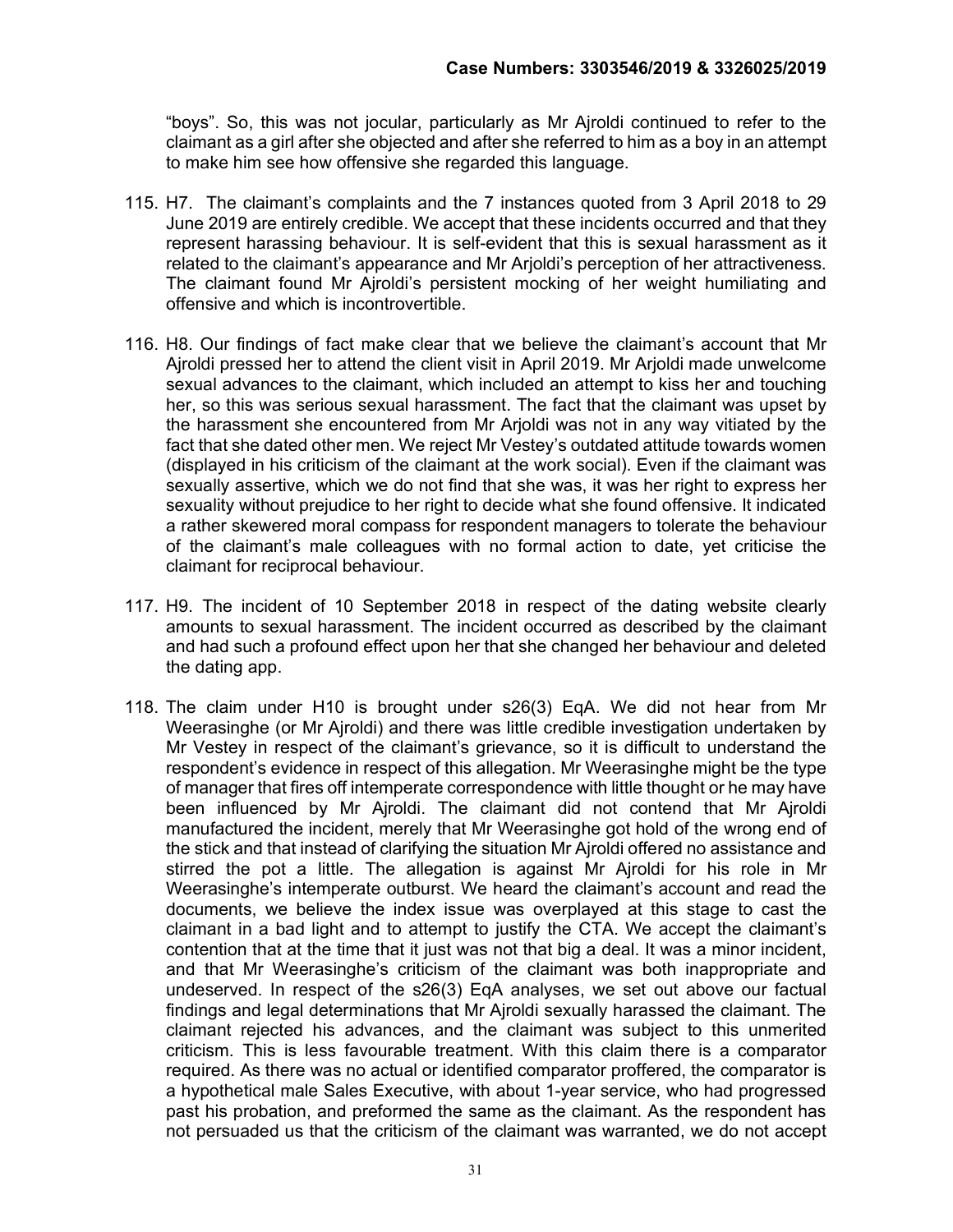"boys". So, this was not jocular, particularly as Mr Ajroldi continued to refer to the claimant as a girl after she objected and after she referred to him as a boy in an attempt to make him see how offensive she regarded this language.

115. H7. The claimant's complaints and the 7 instances quoted from 3 April 2018 to 29 June 2019 are entirely credible. We accept that these incidents occurred and that they represent harassing behaviour. It is self-evident that this is sexual harassment as it related to the claimant's appearance and Mr Arjoldi's perception of her attractiveness. The claimant found Mr Ajroldi's persistent mocking of her weight humiliating and offensive and which is incontrovertible.

116. H8. Our findings of fact make clear that we believe the claimant's account that Mr Ajroldi pressed her to attend the client visit in April 2019. Mr Arjoldi made unwelcome sexual advances to the claimant, which included an attempt to kiss her and touching her, so this was serious sexual harassment. The fact that the claimant was upset by the harassment she encountered from Mr Arjoldi was not in any way vitiated by the fact that she dated other men. We reject Mr Vestey's outdated attitude towards women (displayed in his criticism of the claimant at the work social). Even if the claimant was sexually assertive, which we do not find that she was, it was her right to express her sexuality without prejudice to her right to decide what she found offensive. It indicated a rather skewered moral compass for respondent managers to tolerate the behaviour of the claimant's male colleagues with no formal action to date, yet criticise the claimant for reciprocal behaviour.

117. H9. The incident of 10 September 2018 in respect of the dating website clearly amounts to sexual harassment. The incident occurred as described by the claimant and had such a profound effect upon her that she changed her behaviour and deleted the dating app.

118. The claim under H10 is brought under s26(3) EqA. We did not hear from Mr Weerasinghe (or Mr Ajroldi) and there was little credible investigation undertaken by Mr Vestey in respect of the claimant's grievance, so it is difficult to understand the respondent's evidence in respect of this allegation. Mr Weerasinghe might be the type of manager that fires off intemperate correspondence with little thought or he may have been influenced by Mr Ajroldi. The claimant did not contend that Mr Ajroldi manufactured the incident, merely that Mr Weerasinghe got hold of the wrong end of the stick and that instead of clarifying the situation Mr Ajroldi offered no assistance and stirred the pot a little. The allegation is against Mr Ajroldi for his role in Mr Weerasinghe's intemperate outburst. We heard the claimant's account and read the documents, we believe the index issue was overplayed at this stage to cast the claimant in a bad light and to attempt to justify the CTA. We accept the claimant's contention that at the time that it just was not that big a deal. It was a minor incident, and that Mr Weerasinghe's criticism of the claimant was both inappropriate and undeserved. In respect of the s26(3) EqA analyses, we set out above our factual findings and legal determinations that Mr Ajroldi sexually harassed the claimant. The claimant rejected his advances, and the claimant was subject to this unmerited criticism. This is less favourable treatment. With this claim there is a comparator required. As there was no actual or identified comparator proffered, the comparator is a hypothetical male Sales Executive, with about 1-year service, who had progressed past his probation, and preformed the same as the claimant. As the respondent has not persuaded us that the criticism of the claimant was warranted, we do not accept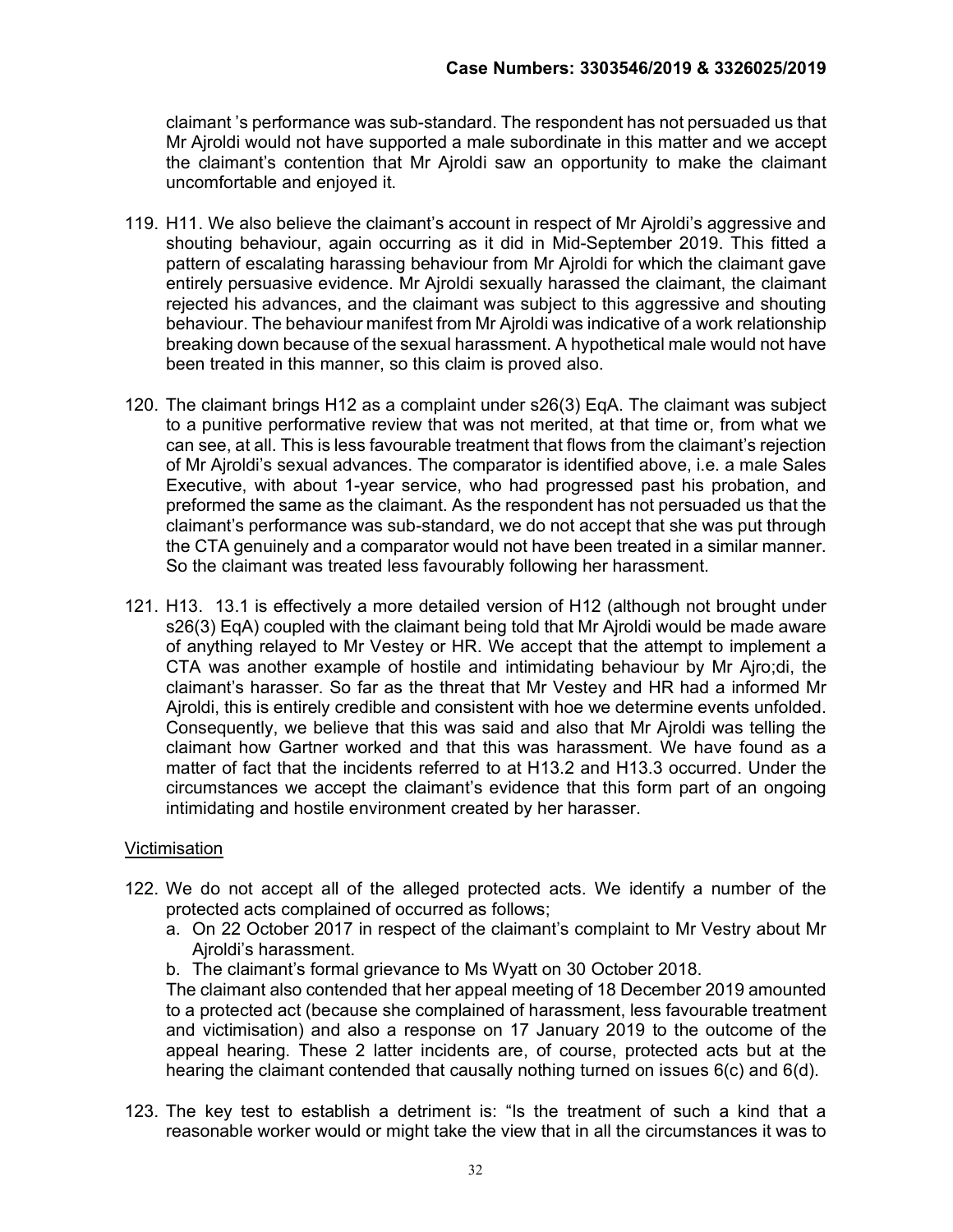claimant 's performance was sub-standard. The respondent has not persuaded us that Mr Ajroldi would not have supported a male subordinate in this matter and we accept the claimant's contention that Mr Ajroldi saw an opportunity to make the claimant uncomfortable and enjoyed it.

119. H11. We also believe the claimant's account in respect of Mr Ajroldi's aggressive and shouting behaviour, again occurring as it did in Mid-September 2019. This fitted a pattern of escalating harassing behaviour from Mr Ajroldi for which the claimant gave entirely persuasive evidence. Mr Ajroldi sexually harassed the claimant, the claimant rejected his advances, and the claimant was subject to this aggressive and shouting behaviour. The behaviour manifest from Mr Ajroldi was indicative of a work relationship breaking down because of the sexual harassment. A hypothetical male would not have been treated in this manner, so this claim is proved also.

120. The claimant brings H12 as a complaint under s26(3) EqA. The claimant was subject to a punitive performative review that was not merited, at that time or, from what we can see, at all. This is less favourable treatment that flows from the claimant's rejection of Mr Ajroldi's sexual advances. The comparator is identified above, i.e. a male Sales Executive, with about 1-year service, who had progressed past his probation, and preformed the same as the claimant. As the respondent has not persuaded us that the claimant's performance was sub-standard, we do not accept that she was put through the CTA genuinely and a comparator would not have been treated in a similar manner. So the claimant was treated less favourably following her harassment.

121. H13. 13.1 is effectively a more detailed version of H12 (although not brought under s26(3) EqA) coupled with the claimant being told that Mr Ajroldi would be made aware of anything relayed to Mr Vestey or HR. We accept that the attempt to implement a CTA was another example of hostile and intimidating behaviour by Mr Ajro;di, the claimant's harasser. So far as the threat that Mr Vestey and HR had a informed Mr Ajroldi, this is entirely credible and consistent with hoe we determine events unfolded. Consequently, we believe that this was said and also that Mr Ajroldi was telling the claimant how Gartner worked and that this was harassment. We have found as a matter of fact that the incidents referred to at H13.2 and H13.3 occurred. Under the circumstances we accept the claimant's evidence that this form part of an ongoing intimidating and hostile environment created by her harasser.

<u>Victimisation</u>

122. We do not accept all of the alleged protected acts. We identify a number of the protected acts complained of occurred as follows;
   a. On 22 October 2017 in respect of the claimant's complaint to Mr Vestry about Mr Ajroldi's harassment.
   b. The claimant's formal grievance to Ms Wyatt on 30 October 2018.

   The claimant also contended that her appeal meeting of 18 December 2019 amounted to a protected act (because she complained of harassment, less favourable treatment and victimisation) and also a response on 17 January 2019 to the outcome of the appeal hearing. These 2 latter incidents are, of course, protected acts but at the hearing the claimant contended that causally nothing turned on issues 6(c) and 6(d).

123. The key test to establish a detriment is: "Is the treatment of such a kind that a reasonable worker would or might take the view that in all the circumstances it was to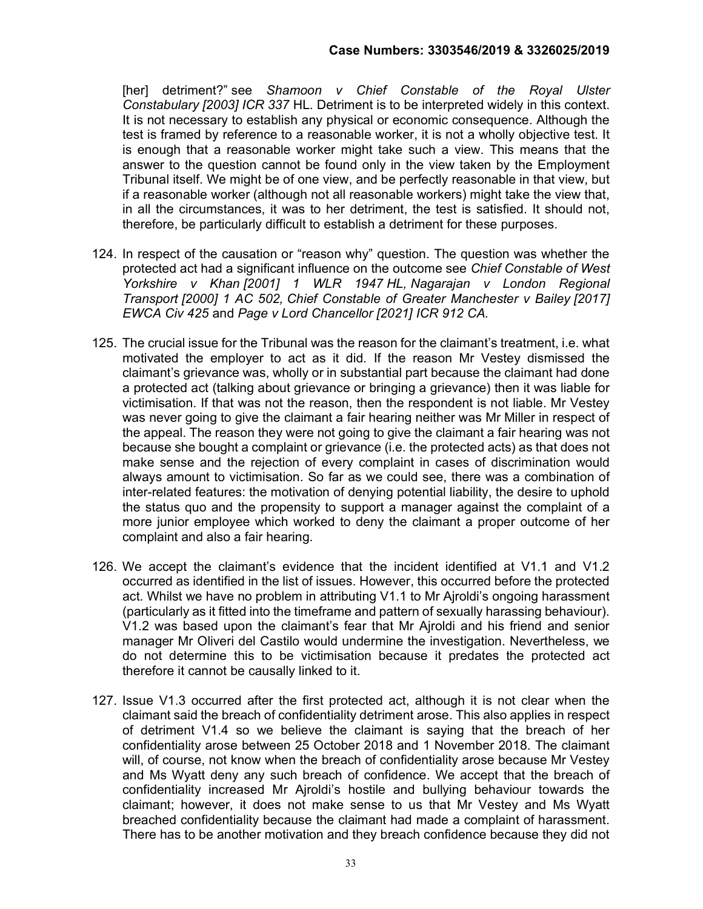[her] detriment?" see *Shamoon v Chief Constable of the Royal Ulster Constabulary [2003] ICR 337* HL. Detriment is to be interpreted widely in this context. It is not necessary to establish any physical or economic consequence. Although the test is framed by reference to a reasonable worker, it is not a wholly objective test. It is enough that a reasonable worker might take such a view. This means that the answer to the question cannot be found only in the view taken by the Employment Tribunal itself. We might be of one view, and be perfectly reasonable in that view, but if a reasonable worker (although not all reasonable workers) might take the view that, in all the circumstances, it was to her detriment, the test is satisfied. It should not, therefore, be particularly difficult to establish a detriment for these purposes.

124. In respect of the causation or "reason why" question. The question was whether the protected act had a significant influence on the outcome see *Chief Constable of West Yorkshire v Khan [2001] 1 WLR 1947 HL, Nagarajan v London Regional Transport [2000] 1 AC 502, Chief Constable of Greater Manchester v Bailey [2017] EWCA Civ 425* and *Page v Lord Chancellor [2021] ICR 912 CA.*

125. The crucial issue for the Tribunal was the reason for the claimant's treatment, i.e. what motivated the employer to act as it did. If the reason Mr Vestey dismissed the claimant's grievance was, wholly or in substantial part because the claimant had done a protected act (talking about grievance or bringing a grievance) then it was liable for victimisation. If that was not the reason, then the respondent is not liable. Mr Vestey was never going to give the claimant a fair hearing neither was Mr Miller in respect of the appeal. The reason they were not going to give the claimant a fair hearing was not because she bought a complaint or grievance (i.e. the protected acts) as that does not make sense and the rejection of every complaint in cases of discrimination would always amount to victimisation. So far as we could see, there was a combination of inter-related features: the motivation of denying potential liability, the desire to uphold the status quo and the propensity to support a manager against the complaint of a more junior employee which worked to deny the claimant a proper outcome of her complaint and also a fair hearing.

126. We accept the claimant's evidence that the incident identified at V1.1 and V1.2 occurred as identified in the list of issues. However, this occurred before the protected act. Whilst we have no problem in attributing V1.1 to Mr Ajroldi's ongoing harassment (particularly as it fitted into the timeframe and pattern of sexually harassing behaviour). V1.2 was based upon the claimant's fear that Mr Ajroldi and his friend and senior manager Mr Oliveri del Castilo would undermine the investigation. Nevertheless, we do not determine this to be victimisation because it predates the protected act therefore it cannot be causally linked to it.

127. Issue V1.3 occurred after the first protected act, although it is not clear when the claimant said the breach of confidentiality detriment arose. This also applies in respect of detriment V1.4 so we believe the claimant is saying that the breach of her confidentiality arose between 25 October 2018 and 1 November 2018. The claimant will, of course, not know when the breach of confidentiality arose because Mr Vestey and Ms Wyatt deny any such breach of confidence. We accept that the breach of confidentiality increased Mr Ajroldi's hostile and bullying behaviour towards the claimant; however, it does not make sense to us that Mr Vestey and Ms Wyatt breached confidentiality because the claimant had made a complaint of harassment. There has to be another motivation and they breach confidence because they did not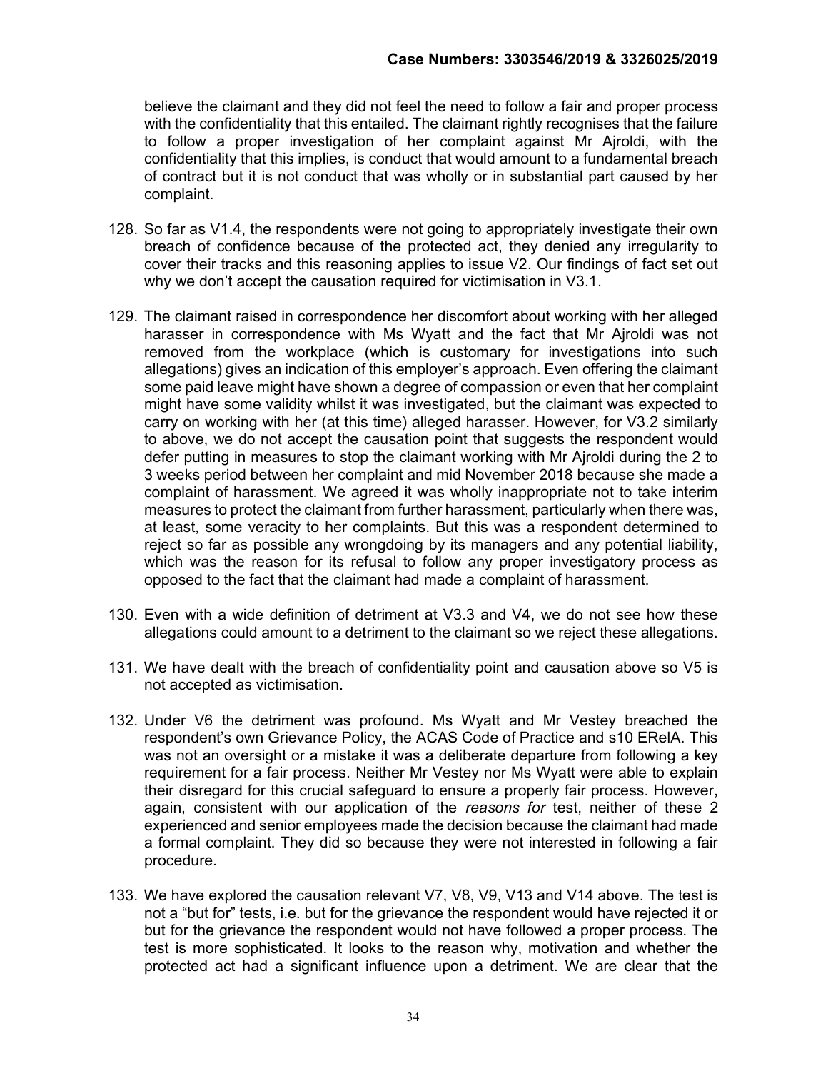believe the claimant and they did not feel the need to follow a fair and proper process with the confidentiality that this entailed. The claimant rightly recognises that the failure to follow a proper investigation of her complaint against Mr Ajroldi, with the confidentiality that this implies, is conduct that would amount to a fundamental breach of contract but it is not conduct that was wholly or in substantial part caused by her complaint.

128. So far as V1.4, the respondents were not going to appropriately investigate their own breach of confidence because of the protected act, they denied any irregularity to cover their tracks and this reasoning applies to issue V2. Our findings of fact set out why we don't accept the causation required for victimisation in V3.1.

129. The claimant raised in correspondence her discomfort about working with her alleged harasser in correspondence with Ms Wyatt and the fact that Mr Ajroldi was not removed from the workplace (which is customary for investigations into such allegations) gives an indication of this employer's approach. Even offering the claimant some paid leave might have shown a degree of compassion or even that her complaint might have some validity whilst it was investigated, but the claimant was expected to carry on working with her (at this time) alleged harasser. However, for V3.2 similarly to above, we do not accept the causation point that suggests the respondent would defer putting in measures to stop the claimant working with Mr Ajroldi during the 2 to 3 weeks period between her complaint and mid November 2018 because she made a complaint of harassment. We agreed it was wholly inappropriate not to take interim measures to protect the claimant from further harassment, particularly when there was, at least, some veracity to her complaints. But this was a respondent determined to reject so far as possible any wrongdoing by its managers and any potential liability, which was the reason for its refusal to follow any proper investigatory process as opposed to the fact that the claimant had made a complaint of harassment.

130. Even with a wide definition of detriment at V3.3 and V4, we do not see how these allegations could amount to a detriment to the claimant so we reject these allegations.

131. We have dealt with the breach of confidentiality point and causation above so V5 is not accepted as victimisation.

132. Under V6 the detriment was profound. Ms Wyatt and Mr Vestey breached the respondent's own Grievance Policy, the ACAS Code of Practice and s10 ERelA. This was not an oversight or a mistake it was a deliberate departure from following a key requirement for a fair process. Neither Mr Vestey nor Ms Wyatt were able to explain their disregard for this crucial safeguard to ensure a properly fair process. However, again, consistent with our application of the *reasons for* test, neither of these 2 experienced and senior employees made the decision because the claimant had made a formal complaint. They did so because they were not interested in following a fair procedure.

133. We have explored the causation relevant V7, V8, V9, V13 and V14 above. The test is not a "but for" tests, i.e. but for the grievance the respondent would have rejected it or but for the grievance the respondent would not have followed a proper process. The test is more sophisticated. It looks to the reason why, motivation and whether the protected act had a significant influence upon a detriment. We are clear that the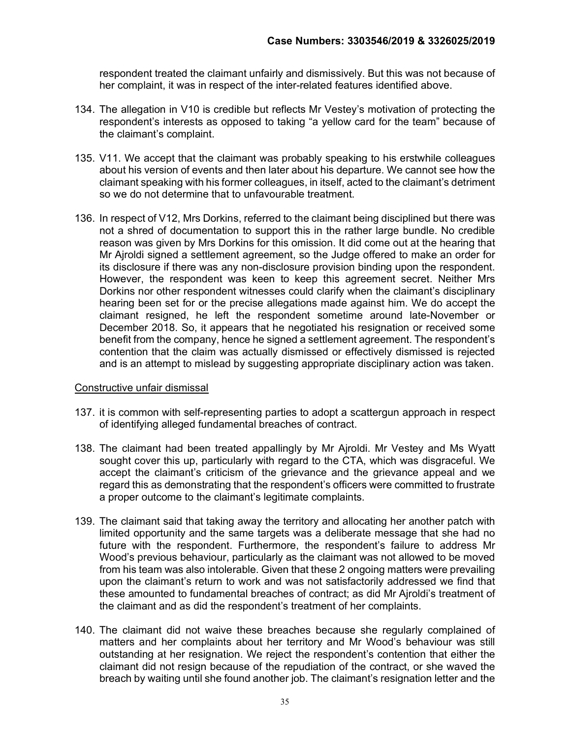respondent treated the claimant unfairly and dismissively. But this was not because of her complaint, it was in respect of the inter-related features identified above.

134. The allegation in V10 is credible but reflects Mr Vestey's motivation of protecting the respondent's interests as opposed to taking "a yellow card for the team" because of the claimant's complaint.

135. V11. We accept that the claimant was probably speaking to his erstwhile colleagues about his version of events and then later about his departure. We cannot see how the claimant speaking with his former colleagues, in itself, acted to the claimant's detriment so we do not determine that to unfavourable treatment.

136. In respect of V12, Mrs Dorkins, referred to the claimant being disciplined but there was not a shred of documentation to support this in the rather large bundle. No credible reason was given by Mrs Dorkins for this omission. It did come out at the hearing that Mr Ajroldi signed a settlement agreement, so the Judge offered to make an order for its disclosure if there was any non-disclosure provision binding upon the respondent. However, the respondent was keen to keep this agreement secret. Neither Mrs Dorkins nor other respondent witnesses could clarify when the claimant's disciplinary hearing been set for or the precise allegations made against him. We do accept the claimant resigned, he left the respondent sometime around late-November or December 2018. So, it appears that he negotiated his resignation or received some benefit from the company, hence he signed a settlement agreement. The respondent's contention that the claim was actually dismissed or effectively dismissed is rejected and is an attempt to mislead by suggesting appropriate disciplinary action was taken.

## Constructive unfair dismissal

137. it is common with self-representing parties to adopt a scattergun approach in respect of identifying alleged fundamental breaches of contract.

138. The claimant had been treated appallingly by Mr Ajroldi. Mr Vestey and Ms Wyatt sought cover this up, particularly with regard to the CTA, which was disgraceful. We accept the claimant's criticism of the grievance and the grievance appeal and we regard this as demonstrating that the respondent's officers were committed to frustrate a proper outcome to the claimant's legitimate complaints.

139. The claimant said that taking away the territory and allocating her another patch with limited opportunity and the same targets was a deliberate message that she had no future with the respondent. Furthermore, the respondent's failure to address Mr Wood's previous behaviour, particularly as the claimant was not allowed to be moved from his team was also intolerable. Given that these 2 ongoing matters were prevailing upon the claimant's return to work and was not satisfactorily addressed we find that these amounted to fundamental breaches of contract; as did Mr Ajroldi's treatment of the claimant and as did the respondent's treatment of her complaints.

140. The claimant did not waive these breaches because she regularly complained of matters and her complaints about her territory and Mr Wood's behaviour was still outstanding at her resignation. We reject the respondent's contention that either the claimant did not resign because of the repudiation of the contract, or she waved the breach by waiting until she found another job. The claimant's resignation letter and the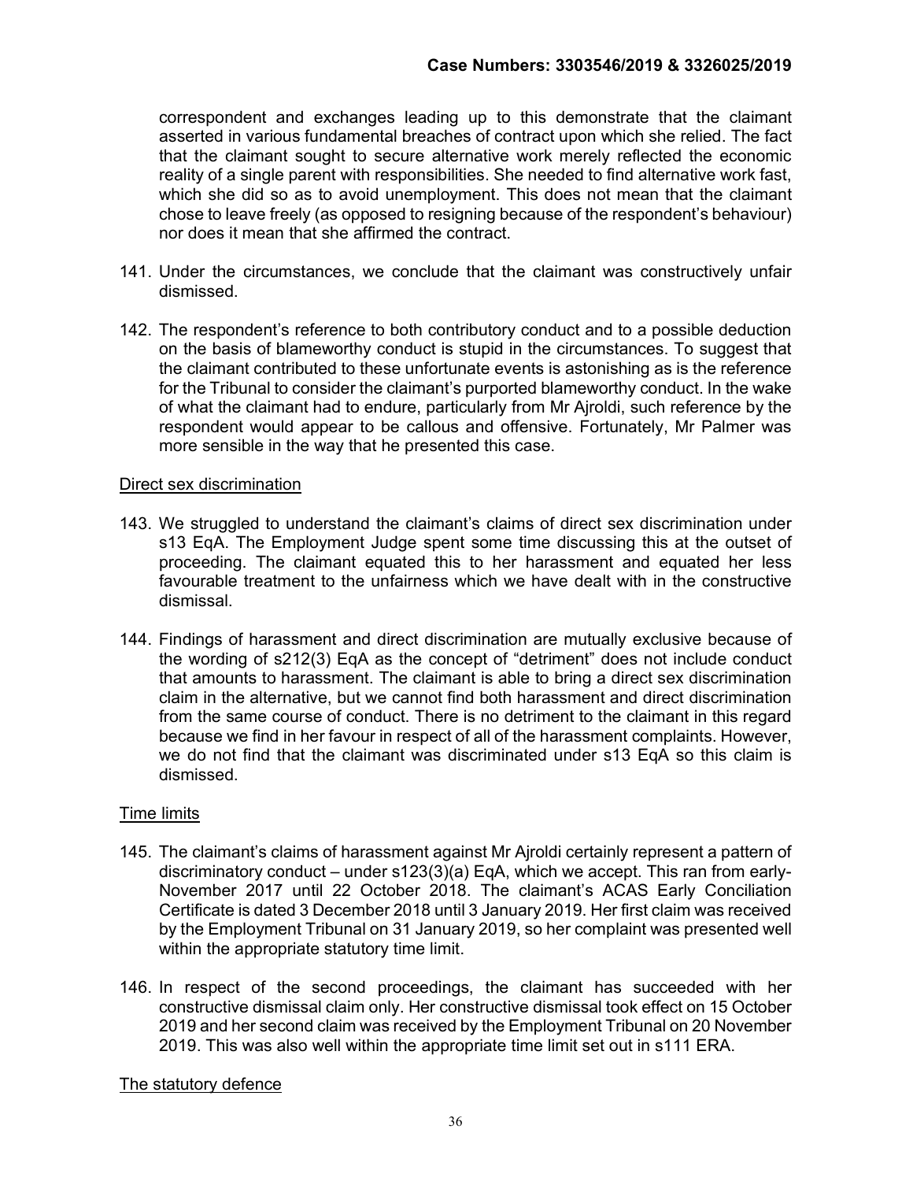correspondent and exchanges leading up to this demonstrate that the claimant asserted in various fundamental breaches of contract upon which she relied. The fact that the claimant sought to secure alternative work merely reflected the economic reality of a single parent with responsibilities. She needed to find alternative work fast, which she did so as to avoid unemployment. This does not mean that the claimant chose to leave freely (as opposed to resigning because of the respondent's behaviour) nor does it mean that she affirmed the contract.

141. Under the circumstances, we conclude that the claimant was constructively unfair dismissed.

142. The respondent's reference to both contributory conduct and to a possible deduction on the basis of blameworthy conduct is stupid in the circumstances. To suggest that the claimant contributed to these unfortunate events is astonishing as is the reference for the Tribunal to consider the claimant's purported blameworthy conduct. In the wake of what the claimant had to endure, particularly from Mr Ajroldi, such reference by the respondent would appear to be callous and offensive. Fortunately, Mr Palmer was more sensible in the way that he presented this case.

Direct sex discrimination

143. We struggled to understand the claimant's claims of direct sex discrimination under s13 EqA. The Employment Judge spent some time discussing this at the outset of proceeding. The claimant equated this to her harassment and equated her less favourable treatment to the unfairness which we have dealt with in the constructive dismissal.

144. Findings of harassment and direct discrimination are mutually exclusive because of the wording of s212(3) EqA as the concept of "detriment" does not include conduct that amounts to harassment. The claimant is able to bring a direct sex discrimination claim in the alternative, but we cannot find both harassment and direct discrimination from the same course of conduct. There is no detriment to the claimant in this regard because we find in her favour in respect of all of the harassment complaints. However, we do not find that the claimant was discriminated under s13 EqA so this claim is dismissed.

Time limits

145. The claimant's claims of harassment against Mr Ajroldi certainly represent a pattern of discriminatory conduct – under s123(3)(a) EqA, which we accept. This ran from early-November 2017 until 22 October 2018. The claimant's ACAS Early Conciliation Certificate is dated 3 December 2018 until 3 January 2019. Her first claim was received by the Employment Tribunal on 31 January 2019, so her complaint was presented well within the appropriate statutory time limit.

146. In respect of the second proceedings, the claimant has succeeded with her constructive dismissal claim only. Her constructive dismissal took effect on 15 October 2019 and her second claim was received by the Employment Tribunal on 20 November 2019. This was also well within the appropriate time limit set out in s111 ERA.

The statutory defence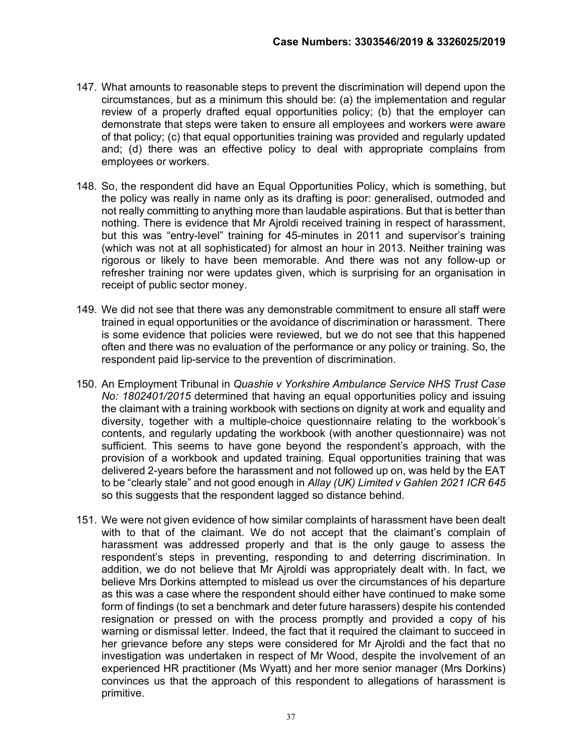147. What amounts to reasonable steps to prevent the discrimination will depend upon the circumstances, but as a minimum this should be: (a) the implementation and regular review of a properly drafted equal opportunities policy; (b) that the employer can demonstrate that steps were taken to ensure all employees and workers were aware of that policy; (c) that equal opportunities training was provided and regularly updated and; (d) there was an effective policy to deal with appropriate complains from employees or workers.

148. So, the respondent did have an Equal Opportunities Policy, which is something, but the policy was really in name only as its drafting is poor: generalised, outmoded and not really committing to anything more than laudable aspirations. But that is better than nothing. There is evidence that Mr Ajroldi received training in respect of harassment, but this was "entry-level" training for 45-minutes in 2011 and supervisor's training (which was not at all sophisticated) for almost an hour in 2013. Neither training was rigorous or likely to have been memorable. And there was not any follow-up or refresher training nor were updates given, which is surprising for an organisation in receipt of public sector money.

149. We did not see that there was any demonstrable commitment to ensure all staff were trained in equal opportunities or the avoidance of discrimination or harassment. There is some evidence that policies were reviewed, but we do not see that this happened often and there was no evaluation of the performance or any policy or training. So, the respondent paid lip-service to the prevention of discrimination.

150. An Employment Tribunal in *Quashie v Yorkshire Ambulance Service NHS Trust Case No: 1802401/2015* determined that having an equal opportunities policy and issuing the claimant with a training workbook with sections on dignity at work and equality and diversity, together with a multiple-choice questionnaire relating to the workbook's contents, and regularly updating the workbook (with another questionnaire) was not sufficient. This seems to have gone beyond the respondent's approach, with the provision of a workbook and updated training. Equal opportunities training that was delivered 2-years before the harassment and not followed up on, was held by the EAT to be "clearly stale" and not good enough in *Allay (UK) Limited v Gahlen 2021 ICR 645* so this suggests that the respondent lagged so distance behind.

151. We were not given evidence of how similar complaints of harassment have been dealt with to that of the claimant. We do not accept that the claimant's complain of harassment was addressed properly and that is the only gauge to assess the respondent's steps in preventing, responding to and deterring discrimination. In addition, we do not believe that Mr Ajroldi was appropriately dealt with. In fact, we believe Mrs Dorkins attempted to mislead us over the circumstances of his departure as this was a case where the respondent should either have continued to make some form of findings (to set a benchmark and deter future harassers) despite his contended resignation or pressed on with the process promptly and provided a copy of his warning or dismissal letter. Indeed, the fact that it required the claimant to succeed in her grievance before any steps were considered for Mr Ajroldi and the fact that no investigation was undertaken in respect of Mr Wood, despite the involvement of an experienced HR practitioner (Ms Wyatt) and her more senior manager (Mrs Dorkins) convinces us that the approach of this respondent to allegations of harassment is primitive.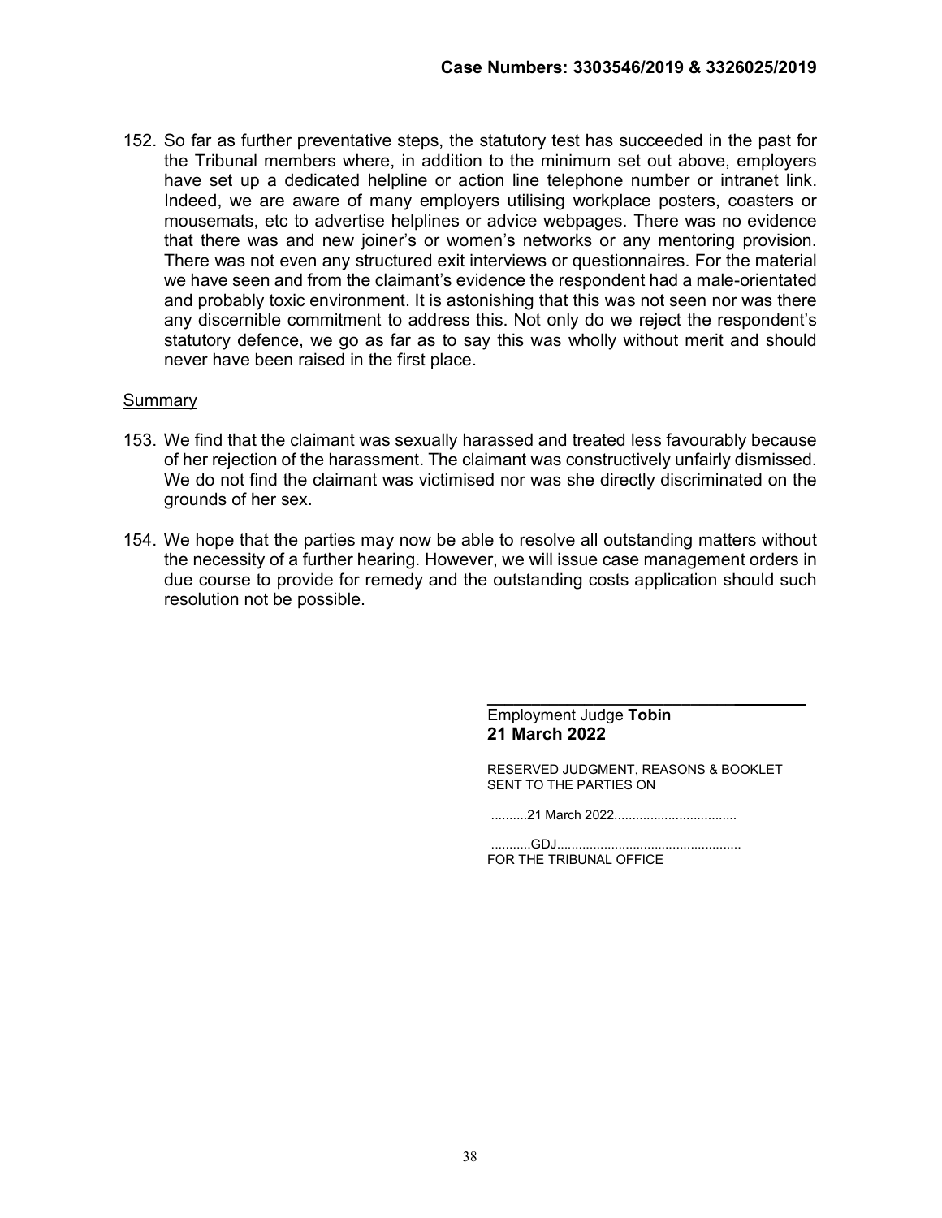152. So far as further preventative steps, the statutory test has succeeded in the past for the Tribunal members where, in addition to the minimum set out above, employers have set up a dedicated helpline or action line telephone number or intranet link. Indeed, we are aware of many employers utilising workplace posters, coasters or mousemats, etc to advertise helplines or advice webpages. There was no evidence that there was and new joiner's or women's networks or any mentoring provision. There was not even any structured exit interviews or questionnaires. For the material we have seen and from the claimant's evidence the respondent had a male-orientated and probably toxic environment. It is astonishing that this was not seen nor was there any discernible commitment to address this. Not only do we reject the respondent's statutory defence, we go as far as to say this was wholly without merit and should never have been raised in the first place.

## Summary

153. We find that the claimant was sexually harassed and treated less favourably because of her rejection of the harassment. The claimant was constructively unfairly dismissed. We do not find the claimant was victimised nor was she directly discriminated on the grounds of her sex.

154. We hope that the parties may now be able to resolve all outstanding matters without the necessity of a further hearing. However, we will issue case management orders in due course to provide for remedy and the outstanding costs application should such resolution not be possible.

Employment Judge **Tobin**
**21 March 2022**

RESERVED JUDGMENT, REASONS & BOOKLET SENT TO THE PARTIES ON

..........21 March 2022.................................

...........GDJ...................................................
FOR THE TRIBUNAL OFFICE